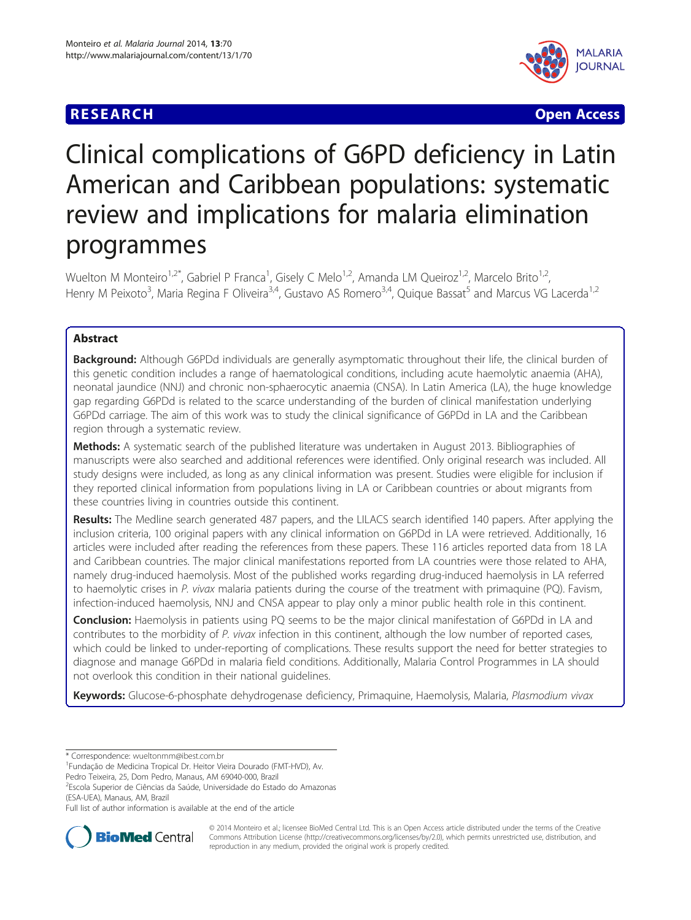**RESEARCH** **Open Access**

# Clinical complications of G6PD deficiency in Latin American and Caribbean populations: systematic review and implications for malaria elimination programmes

Wuelton M Monteiro[1,2*], Gabriel P Franca[1], Gisely C Melo[1,2], Amanda LM Queiroz[1,2], Marcelo Brito[1,2], Henry M Peixoto[3], Maria Regina F Oliveira[3,4], Gustavo AS Romero[3,4], Quique Bassat[5] and Marcus VG Lacerda[1,2]

## Abstract

**Background:** Although G6PDd individuals are generally asymptomatic throughout their life, the clinical burden of this genetic condition includes a range of haematological conditions, including acute haemolytic anaemia (AHA), neonatal jaundice (NNJ) and chronic non-sphaerocytic anaemia (CNSA). In Latin America (LA), the huge knowledge gap regarding G6PDd is related to the scarce understanding of the burden of clinical manifestation underlying G6PDd carriage. The aim of this work was to study the clinical significance of G6PDd in LA and the Caribbean region through a systematic review.

**Methods:** A systematic search of the published literature was undertaken in August 2013. Bibliographies of manuscripts were also searched and additional references were identified. Only original research was included. All study designs were included, as long as any clinical information was present. Studies were eligible for inclusion if they reported clinical information from populations living in LA or Caribbean countries or about migrants from these countries living in countries outside this continent.

**Results:** The Medline search generated 487 papers, and the LILACS search identified 140 papers. After applying the inclusion criteria, 100 original papers with any clinical information on G6PDd in LA were retrieved. Additionally, 16 articles were included after reading the references from these papers. These 116 articles reported data from 18 LA and Caribbean countries. The major clinical manifestations reported from LA countries were those related to AHA, namely drug-induced haemolysis. Most of the published works regarding drug-induced haemolysis in LA referred to haemolytic crises in *P. vivax* malaria patients during the course of the treatment with primaquine (PQ). Favism, infection-induced haemolysis, NNJ and CNSA appear to play only a minor public health role in this continent.

**Conclusion:** Haemolysis in patients using PQ seems to be the major clinical manifestation of G6PDd in LA and contributes to the morbidity of *P. vivax* infection in this continent, although the low number of reported cases, which could be linked to under-reporting of complications. These results support the need for better strategies to diagnose and manage G6PDd in malaria field conditions. Additionally, Malaria Control Programmes in LA should not overlook this condition in their national guidelines.

**Keywords:** Glucose-6-phosphate dehydrogenase deficiency, Primaquine, Haemolysis, Malaria, *Plasmodium vivax*

---

\* Correspondence: wueltonmm@ibest.com.br
[1]Fundação de Medicina Tropical Dr. Heitor Vieira Dourado (FMT-HVD), Av. Pedro Teixeira, 25, Dom Pedro, Manaus, AM 69040-000, Brazil
[2]Escola Superior de Ciências da Saúde, Universidade do Estado do Amazonas (ESA-UEA), Manaus, AM, Brazil
Full list of author information is available at the end of the article

© 2014 Monteiro et al.; licensee BioMed Central Ltd. This is an Open Access article distributed under the terms of the Creative Commons Attribution License (http://creativecommons.org/licenses/by/2.0), which permits unrestricted use, distribution, and reproduction in any medium, provided the original work is properly credited.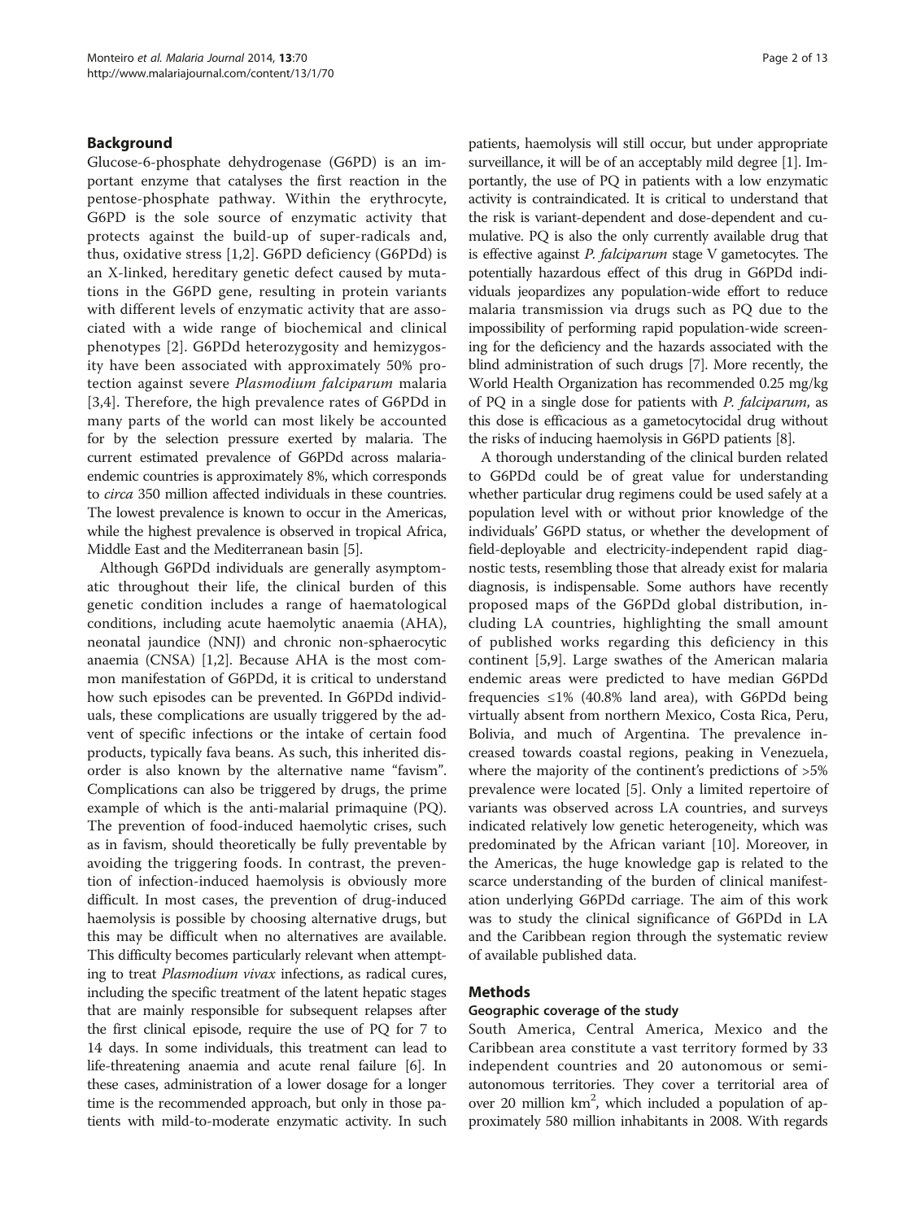## Background

Glucose-6-phosphate dehydrogenase (G6PD) is an important enzyme that catalyses the first reaction in the pentose-phosphate pathway. Within the erythrocyte, G6PD is the sole source of enzymatic activity that protects against the build-up of super-radicals and, thus, oxidative stress [1,2]. G6PD deficiency (G6PDd) is an X-linked, hereditary genetic defect caused by mutations in the G6PD gene, resulting in protein variants with different levels of enzymatic activity that are associated with a wide range of biochemical and clinical phenotypes [2]. G6PDd heterozygosity and hemizygosity have been associated with approximately 50% protection against severe *Plasmodium falciparum* malaria [3,4]. Therefore, the high prevalence rates of G6PDd in many parts of the world can most likely be accounted for by the selection pressure exerted by malaria. The current estimated prevalence of G6PDd across malaria-endemic countries is approximately 8%, which corresponds to *circa* 350 million affected individuals in these countries. The lowest prevalence is known to occur in the Americas, while the highest prevalence is observed in tropical Africa, Middle East and the Mediterranean basin [5].

Although G6PDd individuals are generally asymptomatic throughout their life, the clinical burden of this genetic condition includes a range of haematological conditions, including acute haemolytic anaemia (AHA), neonatal jaundice (NNJ) and chronic non-sphaerocytic anaemia (CNSA) [1,2]. Because AHA is the most common manifestation of G6PDd, it is critical to understand how such episodes can be prevented. In G6PDd individuals, these complications are usually triggered by the advent of specific infections or the intake of certain food products, typically fava beans. As such, this inherited disorder is also known by the alternative name "favism". Complications can also be triggered by drugs, the prime example of which is the anti-malarial primaquine (PQ). The prevention of food-induced haemolytic crises, such as in favism, should theoretically be fully preventable by avoiding the triggering foods. In contrast, the prevention of infection-induced haemolysis is obviously more difficult. In most cases, the prevention of drug-induced haemolysis is possible by choosing alternative drugs, but this may be difficult when no alternatives are available. This difficulty becomes particularly relevant when attempting to treat *Plasmodium vivax* infections, as radical cures, including the specific treatment of the latent hepatic stages that are mainly responsible for subsequent relapses after the first clinical episode, require the use of PQ for 7 to 14 days. In some individuals, this treatment can lead to life-threatening anaemia and acute renal failure [6]. In these cases, administration of a lower dosage for a longer time is the recommended approach, but only in those patients with mild-to-moderate enzymatic activity. In such patients, haemolysis will still occur, but under appropriate surveillance, it will be of an acceptably mild degree [1]. Importantly, the use of PQ in patients with a low enzymatic activity is contraindicated. It is critical to understand that the risk is variant-dependent and dose-dependent and cumulative. PQ is also the only currently available drug that is effective against *P. falciparum* stage V gametocytes. The potentially hazardous effect of this drug in G6PDd individuals jeopardizes any population-wide effort to reduce malaria transmission via drugs such as PQ due to the impossibility of performing rapid population-wide screening for the deficiency and the hazards associated with the blind administration of such drugs [7]. More recently, the World Health Organization has recommended 0.25 mg/kg of PQ in a single dose for patients with *P. falciparum*, as this dose is efficacious as a gametocytocidal drug without the risks of inducing haemolysis in G6PD patients [8].

A thorough understanding of the clinical burden related to G6PDd could be of great value for understanding whether particular drug regimens could be used safely at a population level with or without prior knowledge of the individuals' G6PD status, or whether the development of field-deployable and electricity-independent rapid diagnostic tests, resembling those that already exist for malaria diagnosis, is indispensable. Some authors have recently proposed maps of the G6PDd global distribution, including LA countries, highlighting the small amount of published works regarding this deficiency in this continent [5,9]. Large swathes of the American malaria endemic areas were predicted to have median G6PDd frequencies ≤1% (40.8% land area), with G6PDd being virtually absent from northern Mexico, Costa Rica, Peru, Bolivia, and much of Argentina. The prevalence increased towards coastal regions, peaking in Venezuela, where the majority of the continent's predictions of >5% prevalence were located [5]. Only a limited repertoire of variants was observed across LA countries, and surveys indicated relatively low genetic heterogeneity, which was predominated by the African variant [10]. Moreover, in the Americas, the huge knowledge gap is related to the scarce understanding of the burden of clinical manifestation underlying G6PDd carriage. The aim of this work was to study the clinical significance of G6PDd in LA and the Caribbean region through the systematic review of available published data.

## Methods

### Geographic coverage of the study

South America, Central America, Mexico and the Caribbean area constitute a vast territory formed by 33 independent countries and 20 autonomous or semi-autonomous territories. They cover a territorial area of over 20 million km$^2$, which included a population of approximately 580 million inhabitants in 2008. With regards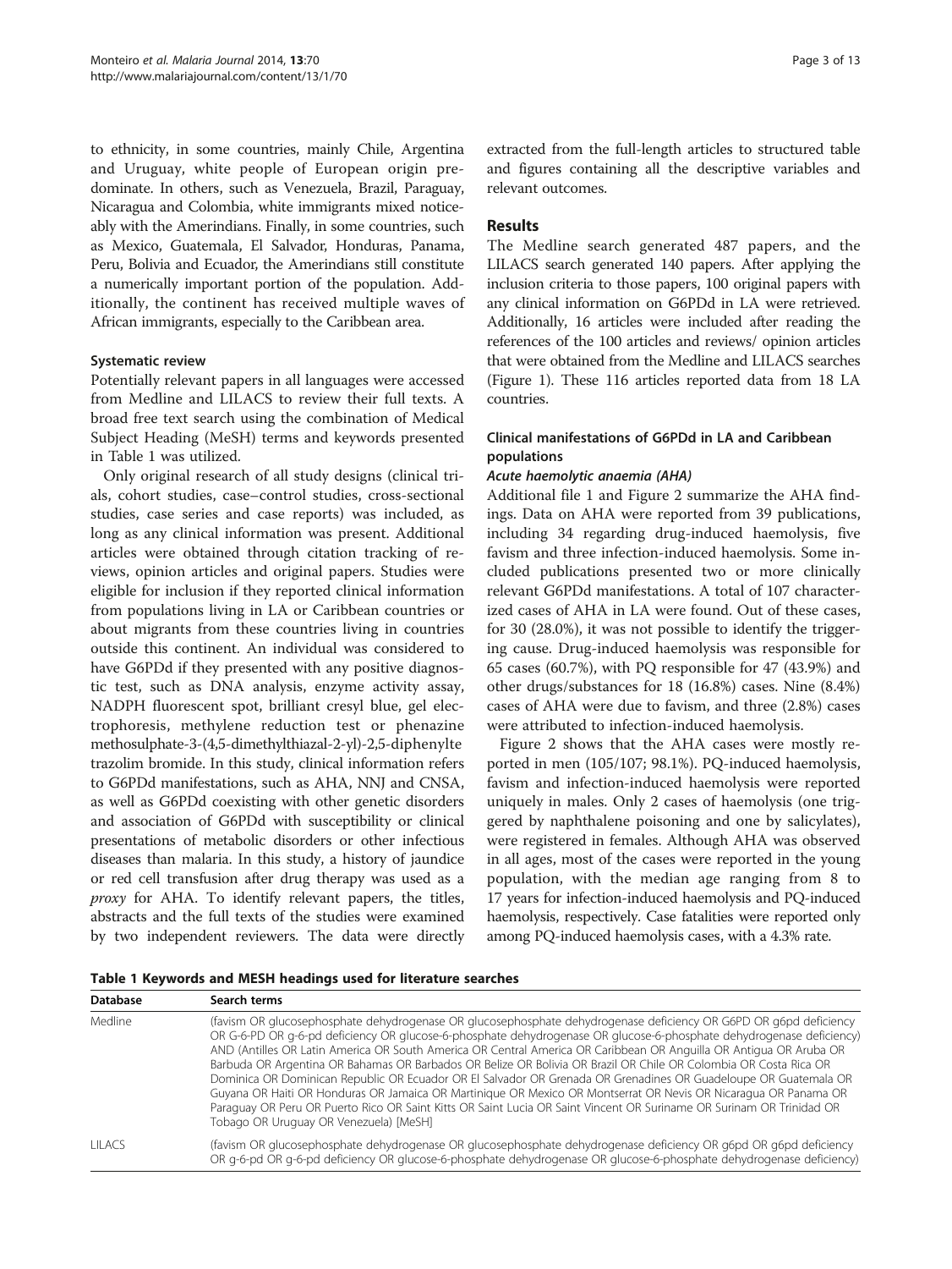to ethnicity, in some countries, mainly Chile, Argentina and Uruguay, white people of European origin predominate. In others, such as Venezuela, Brazil, Paraguay, Nicaragua and Colombia, white immigrants mixed noticeably with the Amerindians. Finally, in some countries, such as Mexico, Guatemala, El Salvador, Honduras, Panama, Peru, Bolivia and Ecuador, the Amerindians still constitute a numerically important portion of the population. Additionally, the continent has received multiple waves of African immigrants, especially to the Caribbean area.

### Systematic review

Potentially relevant papers in all languages were accessed from Medline and LILACS to review their full texts. A broad free text search using the combination of Medical Subject Heading (MeSH) terms and keywords presented in Table 1 was utilized.

Only original research of all study designs (clinical trials, cohort studies, case–control studies, cross-sectional studies, case series and case reports) was included, as long as any clinical information was present. Additional articles were obtained through citation tracking of reviews, opinion articles and original papers. Studies were eligible for inclusion if they reported clinical information from populations living in LA or Caribbean countries or about migrants from these countries living in countries outside this continent. An individual was considered to have G6PDd if they presented with any positive diagnostic test, such as DNA analysis, enzyme activity assay, NADPH fluorescent spot, brilliant cresyl blue, gel electrophoresis, methylene reduction test or phenazine methosulphate-3-(4,5-dimethylthiazal-2-yl)-2,5-diphenylte trazolim bromide. In this study, clinical information refers to G6PDd manifestations, such as AHA, NNJ and CNSA, as well as G6PDd coexisting with other genetic disorders and association of G6PDd with susceptibility or clinical presentations of metabolic disorders or other infectious diseases than malaria. In this study, a history of jaundice or red cell transfusion after drug therapy was used as a *proxy* for AHA. To identify relevant papers, the titles, abstracts and the full texts of the studies were examined by two independent reviewers. The data were directly extracted from the full-length articles to structured table and figures containing all the descriptive variables and relevant outcomes.

## Results

The Medline search generated 487 papers, and the LILACS search generated 140 papers. After applying the inclusion criteria to those papers, 100 original papers with any clinical information on G6PDd in LA were retrieved. Additionally, 16 articles were included after reading the references of the 100 articles and reviews/ opinion articles that were obtained from the Medline and LILACS searches (Figure 1). These 116 articles reported data from 18 LA countries.

### Clinical manifestations of G6PDd in LA and Caribbean populations

#### *Acute haemolytic anaemia (AHA)*

Additional file 1 and Figure 2 summarize the AHA findings. Data on AHA were reported from 39 publications, including 34 regarding drug-induced haemolysis, five favism and three infection-induced haemolysis. Some included publications presented two or more clinically relevant G6PDd manifestations. A total of 107 characterized cases of AHA in LA were found. Out of these cases, for 30 (28.0%), it was not possible to identify the triggering cause. Drug-induced haemolysis was responsible for 65 cases (60.7%), with PQ responsible for 47 (43.9%) and other drugs/substances for 18 (16.8%) cases. Nine (8.4%) cases of AHA were due to favism, and three (2.8%) cases were attributed to infection-induced haemolysis.

Figure 2 shows that the AHA cases were mostly reported in men (105/107; 98.1%). PQ-induced haemolysis, favism and infection-induced haemolysis were reported uniquely in males. Only 2 cases of haemolysis (one triggered by naphthalene poisoning and one by salicylates), were registered in females. Although AHA was observed in all ages, most of the cases were reported in the young population, with the median age ranging from 8 to 17 years for infection-induced haemolysis and PQ-induced haemolysis, respectively. Case fatalities were reported only among PQ-induced haemolysis cases, with a 4.3% rate.

**Table 1 Keywords and MESH headings used for literature searches**

| Database | Search terms |
|---|---|
| Medline | (favism OR glucosephosphate dehydrogenase OR glucosephosphate dehydrogenase deficiency OR G6PD OR g6pd deficiency OR G-6-PD OR g-6-pd deficiency OR glucose-6-phosphate dehydrogenase OR glucose-6-phosphate dehydrogenase deficiency) AND (Antilles OR Latin America OR South America OR Central America OR Caribbean OR Anguilla OR Antigua OR Aruba OR Barbuda OR Argentina OR Bahamas OR Barbados OR Belize OR Bolivia OR Brazil OR Chile OR Colombia OR Costa Rica OR Dominica OR Dominican Republic OR Ecuador OR El Salvador OR Grenada OR Grenadines OR Guadeloupe OR Guatemala OR Guyana OR Haiti OR Honduras OR Jamaica OR Martinique OR Mexico OR Montserrat OR Nevis OR Nicaragua OR Panama OR Paraguay OR Peru OR Puerto Rico OR Saint Kitts OR Saint Lucia OR Saint Vincent OR Suriname OR Surinam OR Trinidad OR Tobago OR Uruguay OR Venezuela) [MeSH] |
| LILACS | (favism OR glucosephosphate dehydrogenase OR glucosephosphate dehydrogenase deficiency OR g6pd OR g6pd deficiency OR g-6-pd OR g-6-pd deficiency OR glucose-6-phosphate dehydrogenase OR glucose-6-phosphate dehydrogenase deficiency) |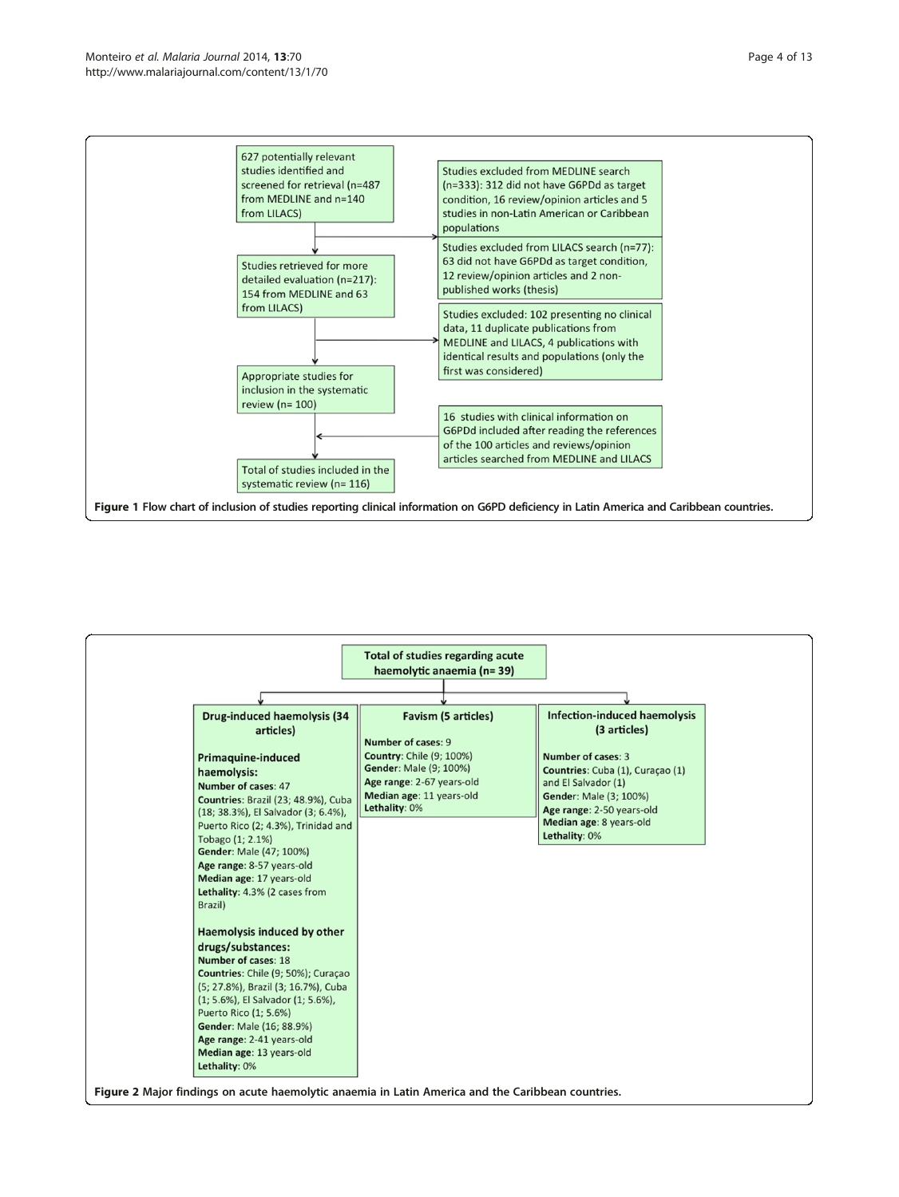627 potentially relevant studies identified and screened for retrieval (n=487 from MEDLINE and n=140 from LILACS)

Studies excluded from MEDLINE search (n=333): 312 did not have G6PDd as target condition, 16 review/opinion articles and 5 studies in non-Latin American or Caribbean populations

Studies excluded from LILACS search (n=77): 63 did not have G6PDd as target condition, 12 review/opinion articles and 2 non-published works (thesis)

Studies retrieved for more detailed evaluation (n=217): 154 from MEDLINE and 63 from LILACS)

Studies excluded: 102 presenting no clinical data, 11 duplicate publications from MEDLINE and LILACS, 4 publications with identical results and populations (only the first was considered)

Appropriate studies for inclusion in the systematic review (n= 100)

16 studies with clinical information on G6PDd included after reading the references of the 100 articles and reviews/opinion articles searched from MEDLINE and LILACS

Total of studies included in the systematic review (n= 116)

**Figure 1** Flow chart of inclusion of studies reporting clinical information on G6PD deficiency in Latin America and Caribbean countries.

**Total of studies regarding acute haemolytic anaemia (n= 39)**

**Drug-induced haemolysis (34 articles)**

**Primaquine-induced haemolysis:**
**Number of cases**: 47
**Countries**: Brazil (23; 48.9%), Cuba (18; 38.3%), El Salvador (3; 6.4%), Puerto Rico (2; 4.3%), Trinidad and Tobago (1; 2.1%)
**Gender**: Male (47; 100%)
**Age range**: 8-57 years-old
**Median age**: 17 years-old
**Lethality**: 4.3% (2 cases from Brazil)

**Haemolysis induced by other drugs/substances:**
**Number of cases**: 18
**Countries**: Chile (9; 50%); Curaçao (5; 27.8%), Brazil (3; 16.7%), Cuba (1; 5.6%), El Salvador (1; 5.6%), Puerto Rico (1; 5.6%)
**Gender**: Male (16; 88.9%)
**Age range**: 2-41 years-old
**Median age**: 13 years-old
**Lethality**: 0%

**Favism (5 articles)**

**Number of cases**: 9
**Country**: Chile (9; 100%)
**Gender**: Male (9; 100%)
**Age range**: 2-67 years-old
**Median age**: 11 years-old
**Lethality**: 0%

**Infection-induced haemolysis (3 articles)**

**Number of cases**: 3
**Countries**: Cuba (1), Curaçao (1) and El Salvador (1)
**Gender**: Male (3; 100%)
**Age range**: 2-50 years-old
**Median age**: 8 years-old
**Lethality**: 0%

**Figure 2** Major findings on acute haemolytic anaemia in Latin America and the Caribbean countries.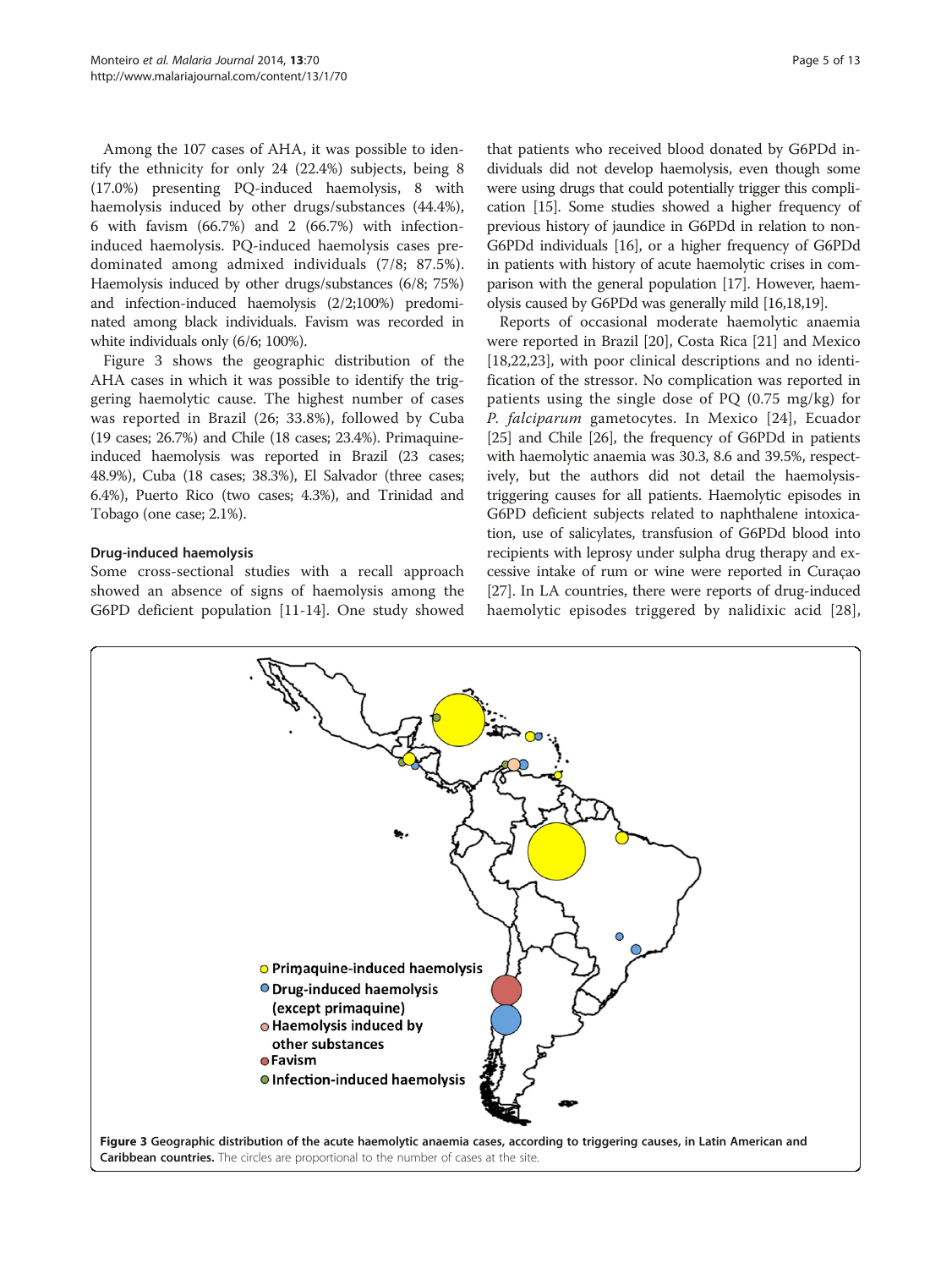Among the 107 cases of AHA, it was possible to identify the ethnicity for only 24 (22.4%) subjects, being 8 (17.0%) presenting PQ-induced haemolysis, 8 with haemolysis induced by other drugs/substances (44.4%), 6 with favism (66.7%) and 2 (66.7%) with infection-induced haemolysis. PQ-induced haemolysis cases predominated among admixed individuals (7/8; 87.5%). Haemolysis induced by other drugs/substances (6/8; 75%) and infection-induced haemolysis (2/2;100%) predominated among black individuals. Favism was recorded in white individuals only (6/6; 100%).

Figure 3 shows the geographic distribution of the AHA cases in which it was possible to identify the triggering haemolytic cause. The highest number of cases was reported in Brazil (26; 33.8%), followed by Cuba (19 cases; 26.7%) and Chile (18 cases; 23.4%). Primaquine-induced haemolysis was reported in Brazil (23 cases; 48.9%), Cuba (18 cases; 38.3%), El Salvador (three cases; 6.4%), Puerto Rico (two cases; 4.3%), and Trinidad and Tobago (one case; 2.1%).

## Drug-induced haemolysis

Some cross-sectional studies with a recall approach showed an absence of signs of haemolysis among the G6PD deficient population [11-14]. One study showed that patients who received blood donated by G6PDd individuals did not develop haemolysis, even though some were using drugs that could potentially trigger this complication [15]. Some studies showed a higher frequency of previous history of jaundice in G6PDd in relation to non-G6PDd individuals [16], or a higher frequency of G6PDd in patients with history of acute haemolytic crises in comparison with the general population [17]. However, haemolysis caused by G6PDd was generally mild [16,18,19].

Reports of occasional moderate haemolytic anaemia were reported in Brazil [20], Costa Rica [21] and Mexico [18,22,23], with poor clinical descriptions and no identification of the stressor. No complication was reported in patients using the single dose of PQ (0.75 mg/kg) for *P. falciparum* gametocytes. In Mexico [24], Ecuador [25] and Chile [26], the frequency of G6PDd in patients with haemolytic anaemia was 30.3, 8.6 and 39.5%, respectively, but the authors did not detail the haemolysis-triggering causes for all patients. Haemolytic episodes in G6PD deficient subjects related to naphthalene intoxication, use of salicylates, transfusion of G6PDd blood into recipients with leprosy under sulpha drug therapy and excessive intake of rum or wine were reported in Curaçao [27]. In LA countries, there were reports of drug-induced haemolytic episodes triggered by nalidixic acid [28],

**Figure 3 Geographic distribution of the acute haemolytic anaemia cases, according to triggering causes, in Latin American and Caribbean countries.** The circles are proportional to the number of cases at the site.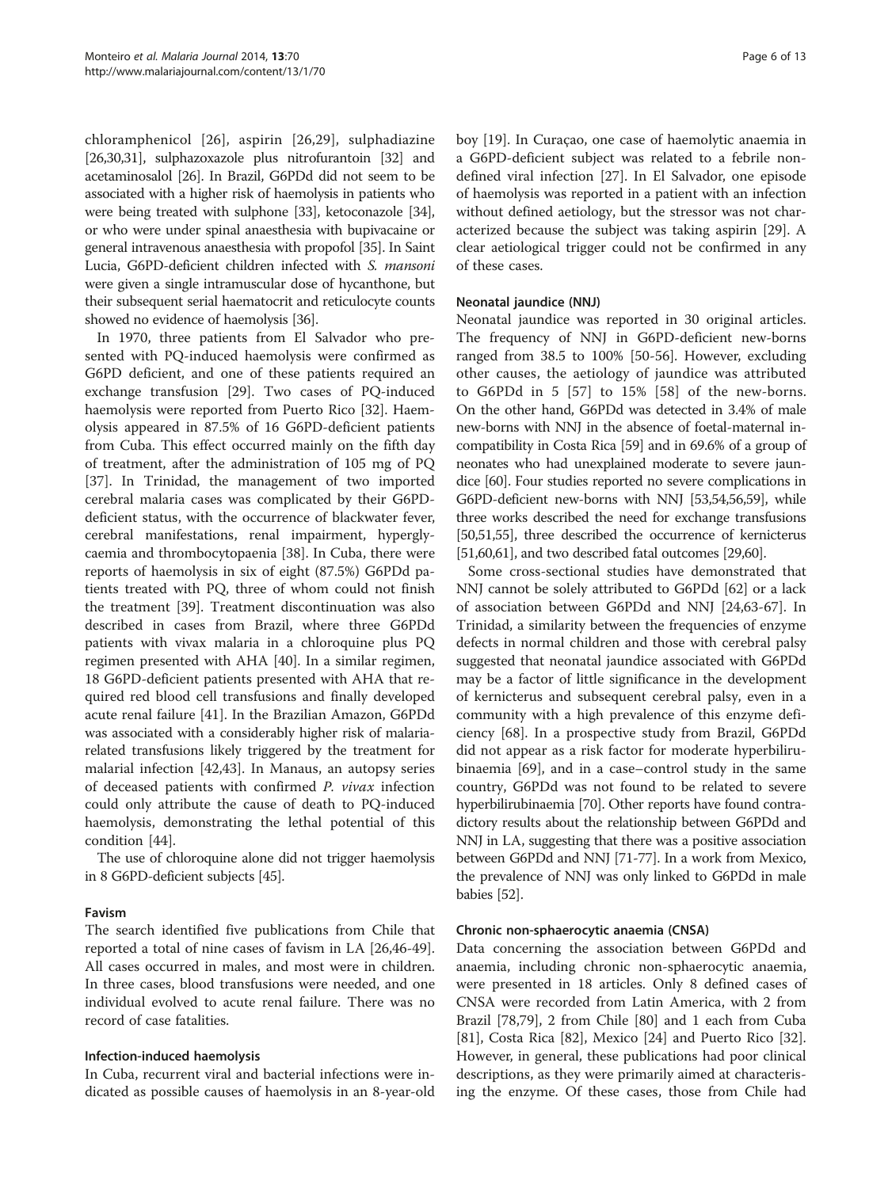chloramphenicol [26], aspirin [26,29], sulphadiazine [26,30,31], sulphazoxazole plus nitrofurantoin [32] and acetaminosalol [26]. In Brazil, G6PDd did not seem to be associated with a higher risk of haemolysis in patients who were being treated with sulphone [33], ketoconazole [34], or who were under spinal anaesthesia with bupivacaine or general intravenous anaesthesia with propofol [35]. In Saint Lucia, G6PD-deficient children infected with *S. mansoni* were given a single intramuscular dose of hycanthone, but their subsequent serial haematocrit and reticulocyte counts showed no evidence of haemolysis [36].

In 1970, three patients from El Salvador who presented with PQ-induced haemolysis were confirmed as G6PD deficient, and one of these patients required an exchange transfusion [29]. Two cases of PQ-induced haemolysis were reported from Puerto Rico [32]. Haemolysis appeared in 87.5% of 16 G6PD-deficient patients from Cuba. This effect occurred mainly on the fifth day of treatment, after the administration of 105 mg of PQ [37]. In Trinidad, the management of two imported cerebral malaria cases was complicated by their G6PD-deficient status, with the occurrence of blackwater fever, cerebral manifestations, renal impairment, hyperglycaemia and thrombocytopaenia [38]. In Cuba, there were reports of haemolysis in six of eight (87.5%) G6PDd patients treated with PQ, three of whom could not finish the treatment [39]. Treatment discontinuation was also described in cases from Brazil, where three G6PDd patients with vivax malaria in a chloroquine plus PQ regimen presented with AHA [40]. In a similar regimen, 18 G6PD-deficient patients presented with AHA that required red blood cell transfusions and finally developed acute renal failure [41]. In the Brazilian Amazon, G6PDd was associated with a considerably higher risk of malaria-related transfusions likely triggered by the treatment for malarial infection [42,43]. In Manaus, an autopsy series of deceased patients with confirmed *P. vivax* infection could only attribute the cause of death to PQ-induced haemolysis, demonstrating the lethal potential of this condition [44].

The use of chloroquine alone did not trigger haemolysis in 8 G6PD-deficient subjects [45].

#### Favism

The search identified five publications from Chile that reported a total of nine cases of favism in LA [26,46-49]. All cases occurred in males, and most were in children. In three cases, blood transfusions were needed, and one individual evolved to acute renal failure. There was no record of case fatalities.

#### Infection-induced haemolysis

In Cuba, recurrent viral and bacterial infections were indicated as possible causes of haemolysis in an 8-year-old boy [19]. In Curaçao, one case of haemolytic anaemia in a G6PD-deficient subject was related to a febrile non-defined viral infection [27]. In El Salvador, one episode of haemolysis was reported in a patient with an infection without defined aetiology, but the stressor was not characterized because the subject was taking aspirin [29]. A clear aetiological trigger could not be confirmed in any of these cases.

#### Neonatal jaundice (NNJ)

Neonatal jaundice was reported in 30 original articles. The frequency of NNJ in G6PD-deficient new-borns ranged from 38.5 to 100% [50-56]. However, excluding other causes, the aetiology of jaundice was attributed to G6PDd in 5 [57] to 15% [58] of the new-borns. On the other hand, G6PDd was detected in 3.4% of male new-borns with NNJ in the absence of foetal-maternal incompatibility in Costa Rica [59] and in 69.6% of a group of neonates who had unexplained moderate to severe jaundice [60]. Four studies reported no severe complications in G6PD-deficient new-borns with NNJ [53,54,56,59], while three works described the need for exchange transfusions [50,51,55], three described the occurrence of kernicterus [51,60,61], and two described fatal outcomes [29,60].

Some cross-sectional studies have demonstrated that NNJ cannot be solely attributed to G6PDd [62] or a lack of association between G6PDd and NNJ [24,63-67]. In Trinidad, a similarity between the frequencies of enzyme defects in normal children and those with cerebral palsy suggested that neonatal jaundice associated with G6PDd may be a factor of little significance in the development of kernicterus and subsequent cerebral palsy, even in a community with a high prevalence of this enzyme deficiency [68]. In a prospective study from Brazil, G6PDd did not appear as a risk factor for moderate hyperbilirubinaemia [69], and in a case–control study in the same country, G6PDd was not found to be related to severe hyperbilirubinaemia [70]. Other reports have found contradictory results about the relationship between G6PDd and NNJ in LA, suggesting that there was a positive association between G6PDd and NNJ [71-77]. In a work from Mexico, the prevalence of NNJ was only linked to G6PDd in male babies [52].

#### Chronic non-sphaerocytic anaemia (CNSA)

Data concerning the association between G6PDd and anaemia, including chronic non-sphaerocytic anaemia, were presented in 18 articles. Only 8 defined cases of CNSA were recorded from Latin America, with 2 from Brazil [78,79], 2 from Chile [80] and 1 each from Cuba [81], Costa Rica [82], Mexico [24] and Puerto Rico [32]. However, in general, these publications had poor clinical descriptions, as they were primarily aimed at characterising the enzyme. Of these cases, those from Chile had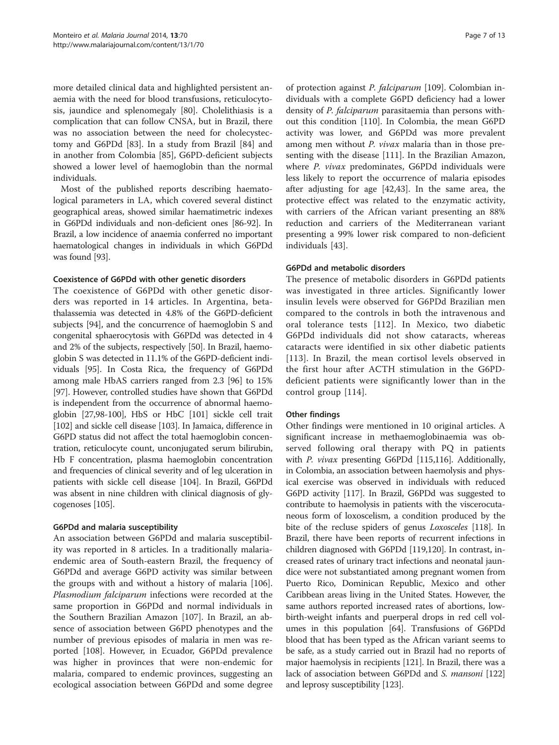more detailed clinical data and highlighted persistent anaemia with the need for blood transfusions, reticulocytosis, jaundice and splenomegaly [80]. Cholelithiasis is a complication that can follow CNSA, but in Brazil, there was no association between the need for cholecystectomy and G6PDd [83]. In a study from Brazil [84] and in another from Colombia [85], G6PD-deficient subjects showed a lower level of haemoglobin than the normal individuals.

Most of the published reports describing haematological parameters in LA, which covered several distinct geographical areas, showed similar haematimetric indexes in G6PDd individuals and non-deficient ones [86-92]. In Brazil, a low incidence of anaemia conferred no important haematological changes in individuals in which G6PDd was found [93].

#### Coexistence of G6PDd with other genetic disorders

The coexistence of G6PDd with other genetic disorders was reported in 14 articles. In Argentina, beta-thalassemia was detected in 4.8% of the G6PD-deficient subjects [94], and the concurrence of haemoglobin S and congenital sphaerocytosis with G6PDd was detected in 4 and 2% of the subjects, respectively [50]. In Brazil, haemoglobin S was detected in 11.1% of the G6PD-deficient individuals [95]. In Costa Rica, the frequency of G6PDd among male HbAS carriers ranged from 2.3 [96] to 15% [97]. However, controlled studies have shown that G6PDd is independent from the occurrence of abnormal haemoglobin [27,98-100], HbS or HbC [101] sickle cell trait [102] and sickle cell disease [103]. In Jamaica, difference in G6PD status did not affect the total haemoglobin concentration, reticulocyte count, unconjugated serum bilirubin, Hb F concentration, plasma haemoglobin concentration and frequencies of clinical severity and of leg ulceration in patients with sickle cell disease [104]. In Brazil, G6PDd was absent in nine children with clinical diagnosis of glycogenoses [105].

#### G6PDd and malaria susceptibility

An association between G6PDd and malaria susceptibility was reported in 8 articles. In a traditionally malaria-endemic area of South-eastern Brazil, the frequency of G6PDd and average G6PD activity was similar between the groups with and without a history of malaria [106]. *Plasmodium falciparum* infections were recorded at the same proportion in G6PDd and normal individuals in the Southern Brazilian Amazon [107]. In Brazil, an absence of association between G6PD phenotypes and the number of previous episodes of malaria in men was reported [108]. However, in Ecuador, G6PDd prevalence was higher in provinces that were non-endemic for malaria, compared to endemic provinces, suggesting an ecological association between G6PDd and some degree of protection against *P. falciparum* [109]. Colombian individuals with a complete G6PD deficiency had a lower density of *P. falciparum* parasitaemia than persons without this condition [110]. In Colombia, the mean G6PD activity was lower, and G6PDd was more prevalent among men without *P. vivax* malaria than in those presenting with the disease [111]. In the Brazilian Amazon, where *P. vivax* predominates, G6PDd individuals were less likely to report the occurrence of malaria episodes after adjusting for age [42,43]. In the same area, the protective effect was related to the enzymatic activity, with carriers of the African variant presenting an 88% reduction and carriers of the Mediterranean variant presenting a 99% lower risk compared to non-deficient individuals [43].

#### G6PDd and metabolic disorders

The presence of metabolic disorders in G6PDd patients was investigated in three articles. Significantly lower insulin levels were observed for G6PDd Brazilian men compared to the controls in both the intravenous and oral tolerance tests [112]. In Mexico, two diabetic G6PDd individuals did not show cataracts, whereas cataracts were identified in six other diabetic patients [113]. In Brazil, the mean cortisol levels observed in the first hour after ACTH stimulation in the G6PD-deficient patients were significantly lower than in the control group [114].

#### Other findings

Other findings were mentioned in 10 original articles. A significant increase in methaemoglobinaemia was observed following oral therapy with PQ in patients with *P. vivax* presenting G6PDd [115,116]. Additionally, in Colombia, an association between haemolysis and physical exercise was observed in individuals with reduced G6PD activity [117]. In Brazil, G6PDd was suggested to contribute to haemolysis in patients with the viscerocutaneous form of loxoscelism, a condition produced by the bite of the recluse spiders of genus *Loxosceles* [118]. In Brazil, there have been reports of recurrent infections in children diagnosed with G6PDd [119,120]. In contrast, increased rates of urinary tract infections and neonatal jaundice were not substantiated among pregnant women from Puerto Rico, Dominican Republic, Mexico and other Caribbean areas living in the United States. However, the same authors reported increased rates of abortions, low-birth-weight infants and puerperal drops in red cell volumes in this population [64]. Transfusions of G6PDd blood that has been typed as the African variant seems to be safe, as a study carried out in Brazil had no reports of major haemolysis in recipients [121]. In Brazil, there was a lack of association between G6PDd and *S. mansoni* [122] and leprosy susceptibility [123].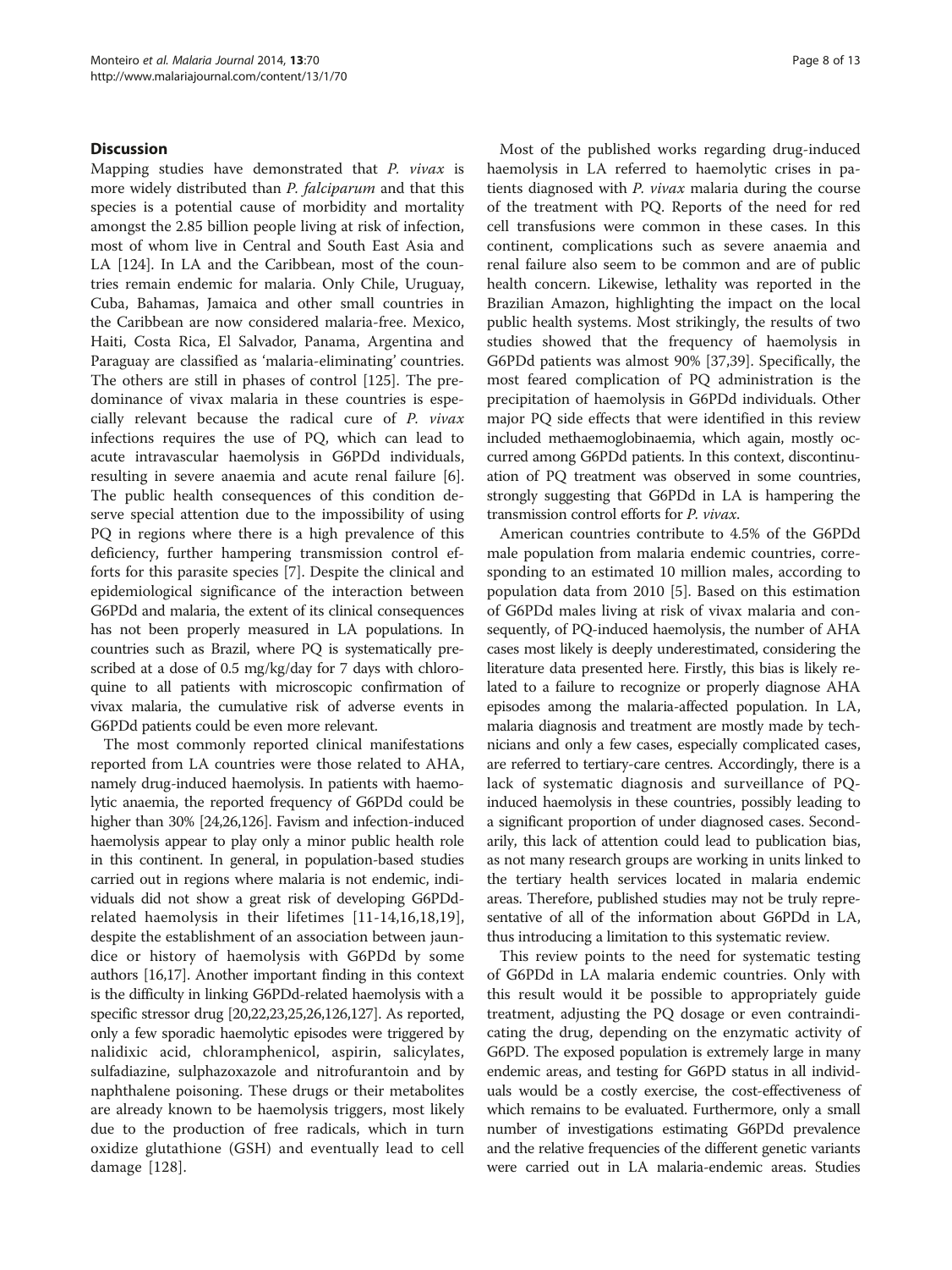## Discussion

Mapping studies have demonstrated that *P. vivax* is more widely distributed than *P. falciparum* and that this species is a potential cause of morbidity and mortality amongst the 2.85 billion people living at risk of infection, most of whom live in Central and South East Asia and LA [124]. In LA and the Caribbean, most of the countries remain endemic for malaria. Only Chile, Uruguay, Cuba, Bahamas, Jamaica and other small countries in the Caribbean are now considered malaria-free. Mexico, Haiti, Costa Rica, El Salvador, Panama, Argentina and Paraguay are classified as 'malaria-eliminating' countries. The others are still in phases of control [125]. The predominance of vivax malaria in these countries is especially relevant because the radical cure of *P. vivax* infections requires the use of PQ, which can lead to acute intravascular haemolysis in G6PDd individuals, resulting in severe anaemia and acute renal failure [6]. The public health consequences of this condition deserve special attention due to the impossibility of using PQ in regions where there is a high prevalence of this deficiency, further hampering transmission control efforts for this parasite species [7]. Despite the clinical and epidemiological significance of the interaction between G6PDd and malaria, the extent of its clinical consequences has not been properly measured in LA populations. In countries such as Brazil, where PQ is systematically prescribed at a dose of 0.5 mg/kg/day for 7 days with chloroquine to all patients with microscopic confirmation of vivax malaria, the cumulative risk of adverse events in G6PDd patients could be even more relevant.

The most commonly reported clinical manifestations reported from LA countries were those related to AHA, namely drug-induced haemolysis. In patients with haemolytic anaemia, the reported frequency of G6PDd could be higher than 30% [24,26,126]. Favism and infection-induced haemolysis appear to play only a minor public health role in this continent. In general, in population-based studies carried out in regions where malaria is not endemic, individuals did not show a great risk of developing G6PDd-related haemolysis in their lifetimes [11-14,16,18,19], despite the establishment of an association between jaundice or history of haemolysis with G6PDd by some authors [16,17]. Another important finding in this context is the difficulty in linking G6PDd-related haemolysis with a specific stressor drug [20,22,23,25,26,126,127]. As reported, only a few sporadic haemolytic episodes were triggered by nalidixic acid, chloramphenicol, aspirin, salicylates, sulfadiazine, sulphazoxazole and nitrofurantoin and by naphthalene poisoning. These drugs or their metabolites are already known to be haemolysis triggers, most likely due to the production of free radicals, which in turn oxidize glutathione (GSH) and eventually lead to cell damage [128].

Most of the published works regarding drug-induced haemolysis in LA referred to haemolytic crises in patients diagnosed with *P. vivax* malaria during the course of the treatment with PQ. Reports of the need for red cell transfusions were common in these cases. In this continent, complications such as severe anaemia and renal failure also seem to be common and are of public health concern. Likewise, lethality was reported in the Brazilian Amazon, highlighting the impact on the local public health systems. Most strikingly, the results of two studies showed that the frequency of haemolysis in G6PDd patients was almost 90% [37,39]. Specifically, the most feared complication of PQ administration is the precipitation of haemolysis in G6PDd individuals. Other major PQ side effects that were identified in this review included methaemoglobinaemia, which again, mostly occurred among G6PDd patients. In this context, discontinuation of PQ treatment was observed in some countries, strongly suggesting that G6PDd in LA is hampering the transmission control efforts for *P. vivax*.

American countries contribute to 4.5% of the G6PDd male population from malaria endemic countries, corresponding to an estimated 10 million males, according to population data from 2010 [5]. Based on this estimation of G6PDd males living at risk of vivax malaria and consequently, of PQ-induced haemolysis, the number of AHA cases most likely is deeply underestimated, considering the literature data presented here. Firstly, this bias is likely related to a failure to recognize or properly diagnose AHA episodes among the malaria-affected population. In LA, malaria diagnosis and treatment are mostly made by technicians and only a few cases, especially complicated cases, are referred to tertiary-care centres. Accordingly, there is a lack of systematic diagnosis and surveillance of PQ-induced haemolysis in these countries, possibly leading to a significant proportion of under diagnosed cases. Secondarily, this lack of attention could lead to publication bias, as not many research groups are working in units linked to the tertiary health services located in malaria endemic areas. Therefore, published studies may not be truly representative of all of the information about G6PDd in LA, thus introducing a limitation to this systematic review.

This review points to the need for systematic testing of G6PDd in LA malaria endemic countries. Only with this result would it be possible to appropriately guide treatment, adjusting the PQ dosage or even contraindicating the drug, depending on the enzymatic activity of G6PD. The exposed population is extremely large in many endemic areas, and testing for G6PD status in all individuals would be a costly exercise, the cost-effectiveness of which remains to be evaluated. Furthermore, only a small number of investigations estimating G6PDd prevalence and the relative frequencies of the different genetic variants were carried out in LA malaria-endemic areas. Studies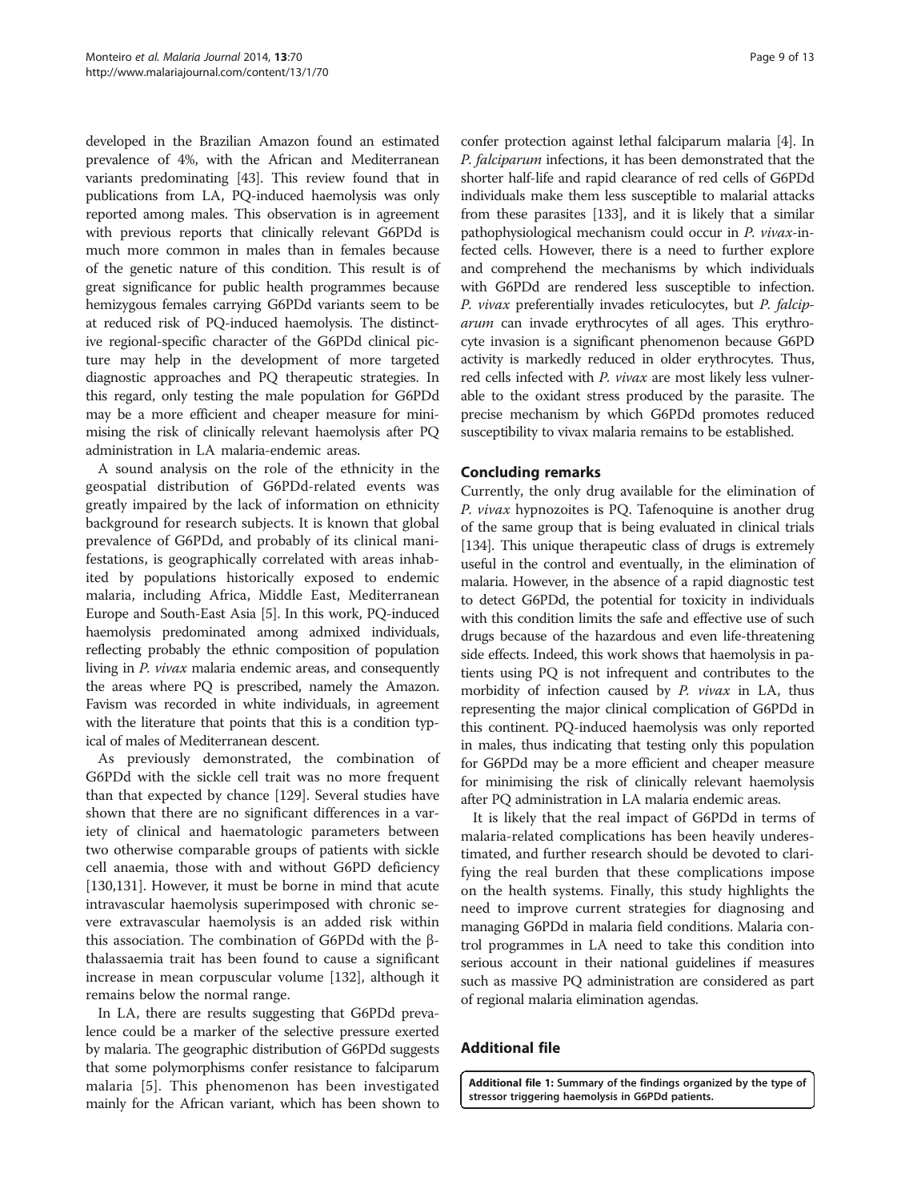developed in the Brazilian Amazon found an estimated prevalence of 4%, with the African and Mediterranean variants predominating [43]. This review found that in publications from LA, PQ-induced haemolysis was only reported among males. This observation is in agreement with previous reports that clinically relevant G6PDd is much more common in males than in females because of the genetic nature of this condition. This result is of great significance for public health programmes because hemizygous females carrying G6PDd variants seem to be at reduced risk of PQ-induced haemolysis. The distinctive regional-specific character of the G6PDd clinical picture may help in the development of more targeted diagnostic approaches and PQ therapeutic strategies. In this regard, only testing the male population for G6PDd may be a more efficient and cheaper measure for minimising the risk of clinically relevant haemolysis after PQ administration in LA malaria-endemic areas.

A sound analysis on the role of the ethnicity in the geospatial distribution of G6PDd-related events was greatly impaired by the lack of information on ethnicity background for research subjects. It is known that global prevalence of G6PDd, and probably of its clinical manifestations, is geographically correlated with areas inhabited by populations historically exposed to endemic malaria, including Africa, Middle East, Mediterranean Europe and South-East Asia [5]. In this work, PQ-induced haemolysis predominated among admixed individuals, reflecting probably the ethnic composition of population living in *P. vivax* malaria endemic areas, and consequently the areas where PQ is prescribed, namely the Amazon. Favism was recorded in white individuals, in agreement with the literature that points that this is a condition typical of males of Mediterranean descent.

As previously demonstrated, the combination of G6PDd with the sickle cell trait was no more frequent than that expected by chance [129]. Several studies have shown that there are no significant differences in a variety of clinical and haematologic parameters between two otherwise comparable groups of patients with sickle cell anaemia, those with and without G6PD deficiency [130,131]. However, it must be borne in mind that acute intravascular haemolysis superimposed with chronic severe extravascular haemolysis is an added risk within this association. The combination of G6PDd with the β-thalassaemia trait has been found to cause a significant increase in mean corpuscular volume [132], although it remains below the normal range.

In LA, there are results suggesting that G6PDd prevalence could be a marker of the selective pressure exerted by malaria. The geographic distribution of G6PDd suggests that some polymorphisms confer resistance to falciparum malaria [5]. This phenomenon has been investigated mainly for the African variant, which has been shown to confer protection against lethal falciparum malaria [4]. In *P. falciparum* infections, it has been demonstrated that the shorter half-life and rapid clearance of red cells of G6PDd individuals make them less susceptible to malarial attacks from these parasites [133], and it is likely that a similar pathophysiological mechanism could occur in *P. vivax*-infected cells. However, there is a need to further explore and comprehend the mechanisms by which individuals with G6PDd are rendered less susceptible to infection. *P. vivax* preferentially invades reticulocytes, but *P. falciparum* can invade erythrocytes of all ages. This erythrocyte invasion is a significant phenomenon because G6PD activity is markedly reduced in older erythrocytes. Thus, red cells infected with *P. vivax* are most likely less vulnerable to the oxidant stress produced by the parasite. The precise mechanism by which G6PDd promotes reduced susceptibility to vivax malaria remains to be established.

## Concluding remarks

Currently, the only drug available for the elimination of *P. vivax* hypnozoites is PQ. Tafenoquine is another drug of the same group that is being evaluated in clinical trials [134]. This unique therapeutic class of drugs is extremely useful in the control and eventually, in the elimination of malaria. However, in the absence of a rapid diagnostic test to detect G6PDd, the potential for toxicity in individuals with this condition limits the safe and effective use of such drugs because of the hazardous and even life-threatening side effects. Indeed, this work shows that haemolysis in patients using PQ is not infrequent and contributes to the morbidity of infection caused by *P. vivax* in LA, thus representing the major clinical complication of G6PDd in this continent. PQ-induced haemolysis was only reported in males, thus indicating that testing only this population for G6PDd may be a more efficient and cheaper measure for minimising the risk of clinically relevant haemolysis after PQ administration in LA malaria endemic areas.

It is likely that the real impact of G6PDd in terms of malaria-related complications has been heavily underestimated, and further research should be devoted to clarifying the real burden that these complications impose on the health systems. Finally, this study highlights the need to improve current strategies for diagnosing and managing G6PDd in malaria field conditions. Malaria control programmes in LA need to take this condition into serious account in their national guidelines if measures such as massive PQ administration are considered as part of regional malaria elimination agendas.

## Additional file

**Additional file 1: Summary of the findings organized by the type of stressor triggering haemolysis in G6PDd patients.**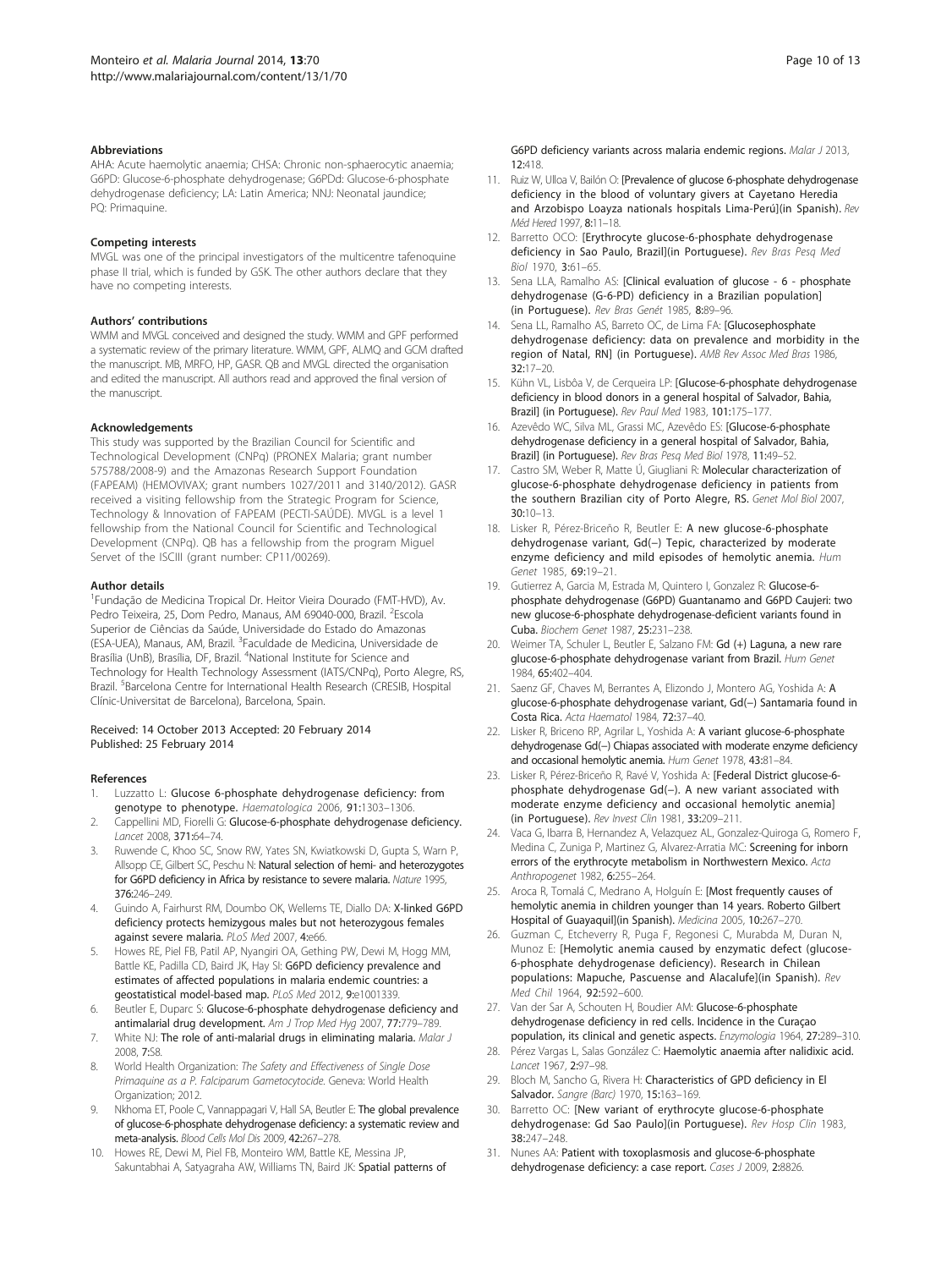### Abbreviations

AHA: Acute haemolytic anaemia; CHSA: Chronic non-sphaerocytic anaemia; G6PD: Glucose-6-phosphate dehydrogenase; G6PDd: Glucose-6-phosphate dehydrogenase deficiency; LA: Latin America; NNJ: Neonatal jaundice; PQ: Primaquine.

### Competing interests

MVGL was one of the principal investigators of the multicentre tafenoquine phase II trial, which is funded by GSK. The other authors declare that they have no competing interests.

### Authors' contributions

WMM and MVGL conceived and designed the study. WMM and GPF performed a systematic review of the primary literature. WMM, GPF, ALMQ and GCM drafted the manuscript. MB, MRFO, HP, GASR. QB and MVGL directed the organisation and edited the manuscript. All authors read and approved the final version of the manuscript.

### Acknowledgements

This study was supported by the Brazilian Council for Scientific and Technological Development (CNPq) (PRONEX Malaria; grant number 575788/2008-9) and the Amazonas Research Support Foundation (FAPEAM) (HEMOVIVAX; grant numbers 1027/2011 and 3140/2012). GASR received a visiting fellowship from the Strategic Program for Science, Technology & Innovation of FAPEAM (PECTI-SAÚDE). MVGL is a level 1 fellowship from the National Council for Scientific and Technological Development (CNPq). QB has a fellowship from the program Miguel Servet of the ISCIII (grant number: CP11/00269).

### Author details

[1]Fundação de Medicina Tropical Dr. Heitor Vieira Dourado (FMT-HVD), Av. Pedro Teixeira, 25, Dom Pedro, Manaus, AM 69040-000, Brazil. [2]Escola Superior de Ciências da Saúde, Universidade do Estado do Amazonas (ESA-UEA), Manaus, AM, Brazil. [3]Faculdade de Medicina, Universidade de Brasília (UnB), Brasília, DF, Brazil. [4]National Institute for Science and Technology for Health Technology Assessment (IATS/CNPq), Porto Alegre, RS, Brazil. [5]Barcelona Centre for International Health Research (CRESIB, Hospital Clínic-Universitat de Barcelona), Barcelona, Spain.

Received: 14 October 2013 Accepted: 20 February 2014
Published: 25 February 2014

### References

1. Luzzatto L: Glucose 6-phosphate dehydrogenase deficiency: from genotype to phenotype. *Haematologica* 2006, **91:**1303–1306.
2. Cappellini MD, Fiorelli G: Glucose-6-phosphate dehydrogenase deficiency. *Lancet* 2008, **371:**64–74.
3. Ruwende C, Khoo SC, Snow RW, Yates SN, Kwiatkowski D, Gupta S, Warn P, Allsopp CE, Gilbert SC, Peschu N: Natural selection of hemi- and heterozygotes for G6PD deficiency in Africa by resistance to severe malaria. *Nature* 1995, **376:**246–249.
4. Guindo A, Fairhurst RM, Doumbo OK, Wellems TE, Diallo DA: X-linked G6PD deficiency protects hemizygous males but not heterozygous females against severe malaria. *PLoS Med* 2007, **4:**e66.
5. Howes RE, Piel FB, Patil AP, Nyangiri OA, Gething PW, Dewi M, Hogg MM, Battle KE, Padilla CD, Baird JK, Hay SI: G6PD deficiency prevalence and estimates of affected populations in malaria endemic countries: a geostatistical model-based map. *PLoS Med* 2012, **9:**e1001339.
6. Beutler E, Duparc S: Glucose-6-phosphate dehydrogenase deficiency and antimalarial drug development. *Am J Trop Med Hyg* 2007, **77:**779–789.
7. White NJ: The role of anti-malarial drugs in eliminating malaria. *Malar J* 2008, **7:**S8.
8. World Health Organization: *The Safety and Effectiveness of Single Dose Primaquine as a P. Falciparum Gametocytocide.* Geneva: World Health Organization; 2012.
9. Nkhoma ET, Poole C, Vannappagari V, Hall SA, Beutler E: The global prevalence of glucose-6-phosphate dehydrogenase deficiency: a systematic review and meta-analysis. *Blood Cells Mol Dis* 2009, **42:**267–278.
10. Howes RE, Dewi M, Piel FB, Monteiro WM, Battle KE, Messina JP, Sakuntabhai A, Satyagraha AW, Williams TN, Baird JK: Spatial patterns of G6PD deficiency variants across malaria endemic regions. *Malar J* 2013, **12:**418.
11. Ruiz W, Ulloa V, Bailón O: [Prevalence of glucose 6-phosphate dehydrogenase deficiency in the blood of voluntary givers at Cayetano Heredia and Arzobispo Loayza nationals hospitals Lima-Perú](in Spanish). *Rev Méd Hered* 1997, **8:**11–18.
12. Barretto OCO: [Erythrocyte glucose-6-phosphate dehydrogenase deficiency in Sao Paulo, Brazil](in Portuguese). *Rev Bras Pesq Med Biol* 1970, **3:**61–65.
13. Sena LLA, Ramalho AS: [Clinical evaluation of glucose - 6 - phosphate dehydrogenase (G-6-PD) deficiency in a Brazilian population] (in Portuguese). *Rev Bras Genét* 1985, **8:**89–96.
14. Sena LL, Ramalho AS, Barreto OC, de Lima FA: [Glucosephosphate dehydrogenase deficiency: data on prevalence and morbidity in the region of Natal, RN] (in Portuguese). *AMB Rev Assoc Med Bras* 1986, **32:**17–20.
15. Kühn VL, Lisbôa V, de Cerqueira LP: [Glucose-6-phosphate dehydrogenase deficiency in blood donors in a general hospital of Salvador, Bahia, Brazil] (in Portuguese). *Rev Paul Med* 1983, **101:**175–177.
16. Azevêdo WC, Silva ML, Grassi MC, Azevêdo ES: [Glucose-6-phosphate dehydrogenase deficiency in a general hospital of Salvador, Bahia, Brazil] (in Portuguese). *Rev Bras Pesq Med Biol* 1978, **11:**49–52.
17. Castro SM, Weber R, Matte Ú, Giugliani R: Molecular characterization of glucose-6-phosphate dehydrogenase deficiency in patients from the southern Brazilian city of Porto Alegre, RS. *Genet Mol Biol* 2007, **30:**10–13.
18. Lisker R, Pérez-Briceño R, Beutler E: A new glucose-6-phosphate dehydrogenase variant, Gd(−) Tepic, characterized by moderate enzyme deficiency and mild episodes of hemolytic anemia. *Hum Genet* 1985, **69:**19–21.
19. Gutierrez A, Garcia M, Estrada M, Quintero I, Gonzalez R: Glucose-6-phosphate dehydrogenase (G6PD) Guantanamo and G6PD Caujeri: two new glucose-6-phosphate dehydrogenase-deficient variants found in Cuba. *Biochem Genet* 1987, **25:**231–238.
20. Weimer TA, Schuler L, Beutler E, Salzano FM: Gd (+) Laguna, a new rare glucose-6-phosphate dehydrogenase variant from Brazil. *Hum Genet* 1984, **65:**402–404.
21. Saenz GF, Chaves M, Berrantes A, Elizondo J, Montero AG, Yoshida A: A glucose-6-phosphate dehydrogenase variant, Gd(−) Santamaria found in Costa Rica. *Acta Haematol* 1984, **72:**37–40.
22. Lisker R, Briceno RP, Agrilar L, Yoshida A: A variant glucose-6-phosphate dehydrogenase Gd(−) Chiapas associated with moderate enzyme deficiency and occasional hemolytic anemia. *Hum Genet* 1978, **43:**81–84.
23. Lisker R, Pérez-Briceño R, Ravé V, Yoshida A: [Federal District glucose-6-phosphate dehydrogenase Gd(−). A new variant associated with moderate enzyme deficiency and occasional hemolytic anemia] (in Portuguese). *Rev Invest Clin* 1981, **33:**209–211.
24. Vaca G, Ibarra B, Hernandez A, Velazquez AL, Gonzalez-Quiroga G, Romero F, Medina C, Zuniga P, Martinez G, Alvarez-Arratia MC: Screening for inborn errors of the erythrocyte metabolism in Northwestern Mexico. *Acta Anthropogenet* 1982, **6:**255–264.
25. Aroca R, Tomalá C, Medrano A, Holguín E: [Most frequently causes of hemolytic anemia in children younger than 14 years. Roberto Gilbert Hospital of Guayaquil](in Spanish). *Medicina* 2005, **10:**267–270.
26. Guzman C, Etcheverry R, Puga F, Regonesi C, Murabda M, Duran N, Munoz E: [Hemolytic anemia caused by enzymatic defect (glucose-6-phosphate dehydrogenase deficiency). Research in Chilean populations: Mapuche, Pascuense and Alacalufe](in Spanish). *Rev Med Chil* 1964, **92:**592–600.
27. Van der Sar A, Schouten H, Boudier AM: Glucose-6-phosphate dehydrogenase deficiency in red cells. Incidence in the Curaçao population, its clinical and genetic aspects. *Enzymologia* 1964, **27:**289–310.
28. Pérez Vargas L, Salas González C: Haemolytic anaemia after nalidixic acid. *Lancet* 1967, **2:**97–98.
29. Bloch M, Sancho G, Rivera H: Characteristics of GPD deficiency in El Salvador. *Sangre (Barc)* 1970, **15:**163–169.
30. Barretto OC: [New variant of erythrocyte glucose-6-phosphate dehydrogenase: Gd Sao Paulo](in Portuguese). *Rev Hosp Clin* 1983, **38:**247–248.
31. Nunes AA: Patient with toxoplasmosis and glucose-6-phosphate dehydrogenase deficiency: a case report. *Cases J* 2009, **2:**8826.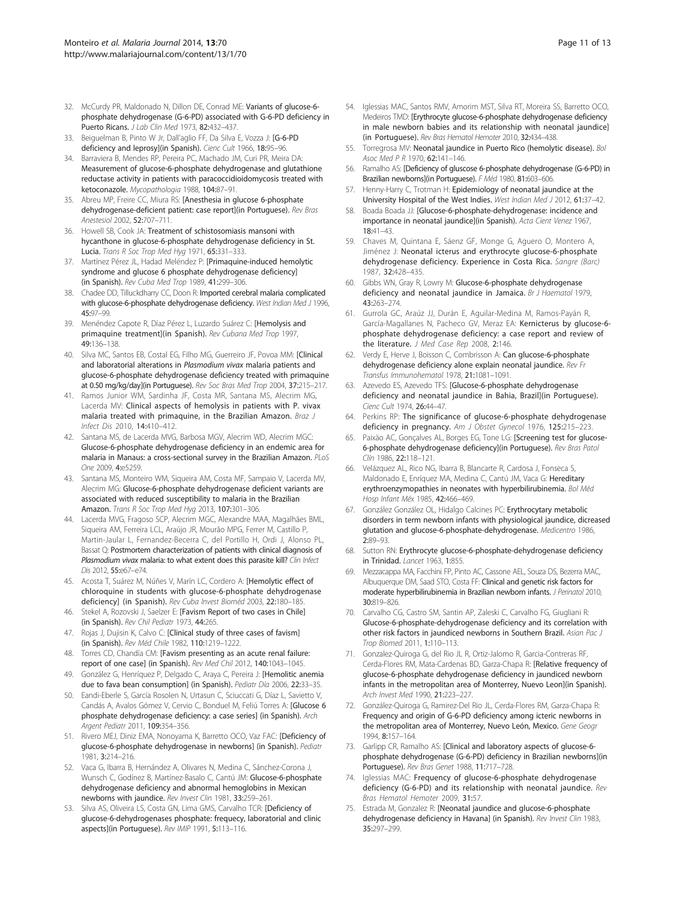32. McCurdy PR, Maldonado N, Dillon DE, Conrad ME: Variants of glucose-6-phosphate dehydrogenase (G-6-PD) associated with G-6-PD deficiency in Puerto Ricans. *J Lab Clin Med* 1973, 82:432–437.
33. Beiguelman B, Pinto W Jr, Dall'aglio FF, Da Silva E, Vozza J: [G-6-PD deficiency and leprosy](in Spanish). *Cienc Cult* 1966, 18:95–96.
34. Barraviera B, Mendes RP, Pereira PC, Machado JM, Curi PR, Meira DA: Measurement of glucose-6-phosphate dehydrogenase and glutathione reductase activity in patients with paracoccidioidomycosis treated with ketoconazole. *Mycopathologia* 1988, 104:87–91.
35. Abreu MP, Freire CC, Miura RS: [Anesthesia in glucose 6-phosphate dehydrogenase-deficient patient: case report](in Portuguese). *Rev Bras Anestesiol* 2002, 52:707–711.
36. Howell SB, Cook JA: Treatment of schistosomiasis mansoni with hycanthone in glucose-6-phosphate dehydrogenase deficiency in St. Lucia. *Trans R Soc Trop Med Hyg* 1971, 65:331–333.
37. Martínez Pérez JL, Hadad Meléndez P: [Primaquine-induced hemolytic syndrome and glucose 6 phosphate dehydrogenase deficiency] (in Spanish). *Rev Cuba Med Trop* 1989, 41:299–306.
38. Chadee DD, Tilluckdharry CC, Doon R: Imported cerebral malaria complicated with glucose-6-phosphate dehydrogenase deficiency. *West Indian Med J* 1996, 45:97–99.
39. Menéndez Capote R, Díaz Pérez L, Luzardo Suárez C: [Hemolysis and primaquine treatment](in Spanish). *Rev Cubana Med Trop* 1997, 49:136–138.
40. Silva MC, Santos EB, Costal EG, Filho MG, Guerreiro JF, Povoa MM: [Clinical and laboratorial alterations in *Plasmodium vivax* malaria patients and glucose-6-phosphate dehydrogenase deficiency treated with primaquine at 0.50 mg/kg/day](in Portuguese). *Rev Soc Bras Med Trop* 2004, 37:215–217.
41. Ramos Junior WM, Sardinha JF, Costa MR, Santana MS, Alecrim MG, Lacerda MV: Clinical aspects of hemolysis in patients with P. vivax malaria treated with primaquine, in the Brazilian Amazon. *Braz J Infect Dis* 2010, 14:410–412.
42. Santana MS, de Lacerda MVG, Barbosa MGV, Alecrim WD, Alecrim MGC: Glucose-6-phosphate dehydrogenase deficiency in an endemic area for malaria in Manaus: a cross-sectional survey in the Brazilian Amazon. *PLoS One* 2009, 4:e5259.
43. Santana MS, Monteiro WM, Siqueira AM, Costa MF, Sampaio V, Lacerda MV, Alecrim MG: Glucose-6-phosphate dehydrogenase deficient variants are associated with reduced susceptibility to malaria in the Brazilian Amazon. *Trans R Soc Trop Med Hyg* 2013, 107:301–306.
44. Lacerda MVG, Fragoso SCP, Alecrim MGC, Alexandre MAA, Magalhães BML, Siqueira AM, Ferreira LCL, Araújo JR, Mourão MPG, Ferrer M, Castillo P, Martin-Jaular L, Fernandez-Becerra C, del Portillo H, Ordi J, Alonso PL, Bassat Q: Postmortem characterization of patients with clinical diagnosis of *Plasmodium vivax* malaria: to what extent does this parasite kill? *Clin Infect Dis* 2012, 55:e67–e74.
45. Acosta T, Suárez M, Núñes V, Marín LC, Cordero A: [Hemolytic effect of chloroquine in students with glucose-6-phosphate dehydrogenase deficiency] (in Spanish). *Rev Cuba Invest Bioméd* 2003, 22:180–185.
46. Stekel A, Rozovski J, Saelzer E: [Favism Report of two cases in Chile] (in Spanish). *Rev Chil Pediatr* 1973, 44:265.
47. Rojas J, Dujisin K, Calvo C: [Clinical study of three cases of favism] (in Spanish). *Rev Méd Chile* 1982, 110:1219–1222.
48. Torres CD, Chandía CM: [Favism presenting as an acute renal failure: report of one case] (in Spanish). *Rev Med Chil* 2012, 140:1043–1045.
49. González G, Henríquez P, Delgado C, Araya C, Pereira J: [Hemolitic anemia due to fava bean consumption] (in Spanish). *Pediatr Día* 2006, 22:33–35.
50. Eandi-Eberle S, García Rosolen N, Urtasun C, Sciuccati G, Díaz L, Savietto V, Candás A, Avalos Gómez V, Cervio C, Bonduel M, Feliú Torres A: [Glucose 6 phosphate dehydrogenase deficiency: a case series] (in Spanish). *Arch Argent Pediatr* 2011, 109:354–356.
51. Rivero MEJ, Diniz EMA, Nonoyama K, Barretto OCO, Vaz FAC: [Deficiency of glucose-6-phosphate dehydrogenase in newborns] (in Spanish). *Pediatr* 1981, 3:214–216.
52. Vaca G, Ibarra B, Hernández A, Olivares N, Medina C, Sánchez-Corona J, Wunsch C, Godínez B, Martínez-Basalo C, Cantú JM: Glucose-6-phosphate dehydrogenase deficiency and abnormal hemoglobins in Mexican newborns with jaundice. *Rev Invest Clin* 1981, 33:259–261.
53. Silva AS, Oliveira LS, Costa GN, Lima GMS, Carvalho TCR: [Deficiency of glucose-6-dehydrogenases phosphate: frequecy, laboratorial and clinic aspects](in Portuguese). *Rev IMIP* 1991, 5:113–116.
54. Iglessias MAC, Santos RMV, Amorim MST, Silva RT, Moreira SS, Barretto OCO, Medeiros TMD: [Erythrocyte glucose-6-phosphate dehydrogenase deficiency in male newborn babies and its relationship with neonatal jaundice] (in Portuguese). *Rev Bras Hematol Hemoter* 2010, 32:434–438.
55. Torregrosa MV: Neonatal jaundice in Puerto Rico (hemolytic disease). *Bol Asoc Med P R* 1970, 62:141–146.
56. Ramalho AS: [Deficiency of gluscose 6-phosphate dehydrogenase (G-6-PD) in Brazilian newborns](in Portuguese). *F Méd* 1980, 81:603–606.
57. Henny-Harry C, Trotman H: Epidemiology of neonatal jaundice at the University Hospital of the West Indies. *West Indian Med J* 2012, 61:37–42.
58. Boada Boada JJ: [Glucose-6-phosphate-dehydrogenase: incidence and importance in neonatal jaundice](in Spanish). *Acta Cient Venez* 1967, 18:41–43.
59. Chaves M, Quintana E, Sáenz GF, Monge G, Aguero O, Montero A, Jiménez J: Neonatal icterus and erythrocyte glucose-6-phosphate dehydrogenase deficiency. Experience in Costa Rica. *Sangre (Barc)* 1987, 32:428–435.
60. Gibbs WN, Gray R, Lowry M: Glucose-6-phosphate dehydrogenase deficiency and neonatal jaundice in Jamaica. *Br J Haematol* 1979, 43:263–274.
61. Gurrola GC, Araúz JJ, Durán E, Aguilar-Medina M, Ramos-Payán R, García-Magallanes N, Pacheco GV, Meraz EA: Kernicterus by glucose-6-phosphate dehydrogenase deficiency: a case report and review of the literature. *J Med Case Rep* 2008, 2:146.
62. Verdy E, Herve J, Boisson C, Combrisson A: Can glucose-6-phosphate dehydrogenase deficiency alone explain neonatal jaundice. *Rev Fr Transfus Immunohematol* 1978, 21:1081–1091.
63. Azevedo ES, Azevedo TFS: [Glucose-6-phosphate dehydrogenase deficiency and neonatal jaundice in Bahia, Brazil](in Portuguese). *Cienc Cult* 1974, 26:44–47.
64. Perkins RP: The significance of glucose-6-phosphate dehydrogenase deficiency in pregnancy. *Am J Obstet Gynecol* 1976, 125:215–223.
65. Paixão AC, Gonçalves AL, Borges EG, Tone LG: [Screening test for glucose-6-phosphate dehydrogenase deficiency](in Portuguese). *Rev Bras Patol Clín* 1986, 22:118–121.
66. Velázquez AL, Rico NG, Ibarra B, Blancarte R, Cardosa J, Fonseca S, Maldonado E, Enríquez MA, Medina C, Cantú JM, Vaca G: Hereditary erythroenzymopathies in neonates with hyperbilirubinemia. *Bol Méd Hosp Infant Méx* 1985, 42:466–469.
67. González González OL, Hidalgo Calcines PC: Erythrocytary metabolic disorders in term newborn infants with physiological jaundice, dicreased glutation and glucose-6-phosphate-dehydrogenase. *Medicentro* 1986, 2:89–93.
68. Sutton RN: Erythrocyte glucose-6-phosphate-dehydrogenase deficiency in Trinidad. *Lancet* 1963, 1:855.
69. Mezzacappa MA, Facchini FP, Pinto AC, Cassone AEL, Souza DS, Bezerra MAC, Albuquerque DM, Saad STO, Costa FF: Clinical and genetic risk factors for moderate hyperbilirubinemia in Brazilian newborn infants. *J Perinatol* 2010, 30:819–826.
70. Carvalho CG, Castro SM, Santin AP, Zaleski C, Carvalho FG, Giugliani R: Glucose-6-phosphate-dehydrogenase deficiency and its correlation with other risk factors in jaundiced newborns in Southern Brazil. *Asian Pac J Trop Biomed* 2011, 1:110–113.
71. Gonzalez-Quiroga G, del Rio JL R, Ortiz-Jalomo R, Garcia-Contreras RF, Cerda-Flores RM, Mata-Cardenas BD, Garza-Chapa R: [Relative frequency of glucose-6-phosphate dehydrogenase deficiency in jaundiced newborn infants in the metropolitan area of Monterrey, Nuevo Leon](in Spanish). *Arch Invest Med* 1990, 21:223–227.
72. González-Quiroga G, Ramirez-Del Rio JL, Cerda-Flores RM, Garza-Chapa R: Frequency and origin of G-6-PD deficiency among icteric newborns in the metropolitan area of Monterrey, Nuevo León, Mexico. *Gene Geogr* 1994, 8:157–164.
73. Garlipp CR, Ramalho AS: [Clinical and laboratory aspects of glucose-6-phosphate dehydrogenase (G-6-PD) deficiency in Brazilian newborns](in Portuguese). *Rev Bras Genet* 1988, 11:717–728.
74. Iglessias MAC: Frequency of glucose-6-phosphate dehydrogenase deficiency (G-6-PD) and its relationship with neonatal jaundice. *Rev Bras Hematol Hemoter* 2009, 31:57.
75. Estrada M, Gonzalez R: [Neonatal jaundice and glucose-6-phosphate dehydrogenase deficiency in Havana] (in Spanish). *Rev Invest Clin* 1983, 35:297–299.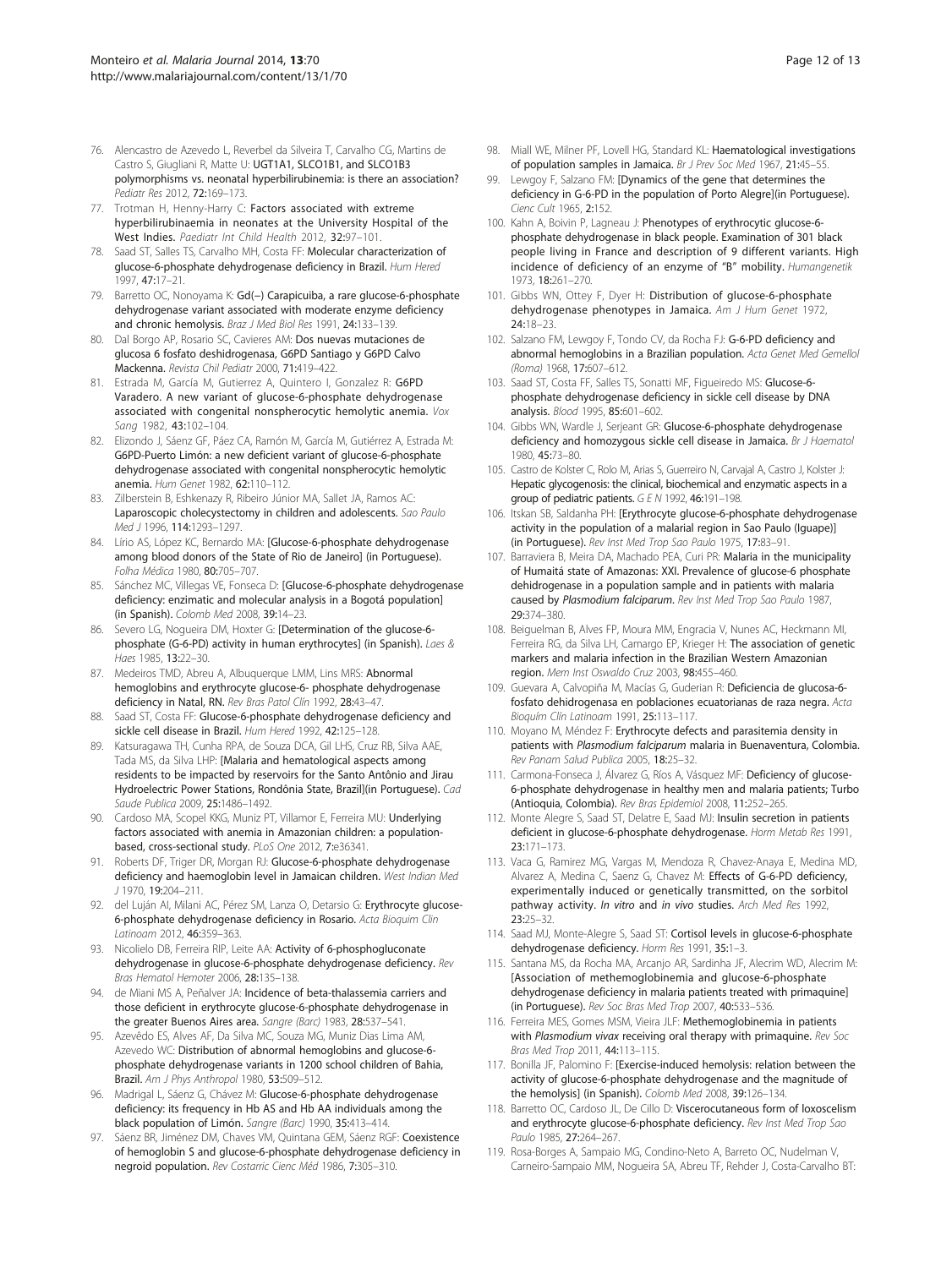76. Alencastro de Azevedo L, Reverbel da Silveira T, Carvalho CG, Martins de Castro S, Giugliani R, Matte U: UGT1A1, SLCO1B1, and SLCO1B3 polymorphisms vs. neonatal hyperbilirubinemia: is there an association? *Pediatr Res* 2012, 72:169–173.
77. Trotman H, Henny-Harry C: Factors associated with extreme hyperbilirubinaemia in neonates at the University Hospital of the West Indies. *Paediatr Int Child Health* 2012, 32:97–101.
78. Saad ST, Salles TS, Carvalho MH, Costa FF: Molecular characterization of glucose-6-phosphate dehydrogenase deficiency in Brazil. *Hum Hered* 1997, 47:17–21.
79. Barretto OC, Nonoyama K: Gd(−) Carapicuiba, a rare glucose-6-phosphate dehydrogenase variant associated with moderate enzyme deficiency and chronic hemolysis. *Braz J Med Biol Res* 1991, 24:133–139.
80. Dal Borgo AP, Rosario SC, Cavieres AM: Dos nuevas mutaciones de glucosa 6 fosfato deshidrogenasa, G6PD Santiago y G6PD Calvo Mackenna. *Revista Chil Pediatr* 2000, 71:419–422.
81. Estrada M, García M, Gutierrez A, Quintero I, Gonzalez R: G6PD Varadero. A new variant of glucose-6-phosphate dehydrogenase associated with congenital nonspherocytic hemolytic anemia. *Vox Sang* 1982, 43:102–104.
82. Elizondo J, Sáenz GF, Páez CA, Ramón M, García M, Gutiérrez A, Estrada M: G6PD-Puerto Limón: a new deficient variant of glucose-6-phosphate dehydrogenase associated with congenital nonspherocytic hemolytic anemia. *Hum Genet* 1982, 62:110–112.
83. Zilberstein B, Eshkenazy R, Ribeiro Júnior MA, Sallet JA, Ramos AC: Laparoscopic cholecystectomy in children and adolescents. *Sao Paulo Med J* 1996, 114:1293–1297.
84. Lírio AS, López KC, Bernardo MA: [Glucose-6-phosphate dehydrogenase among blood donors of the State of Rio de Janeiro] (in Portuguese). *Folha Médica* 1980, 80:705–707.
85. Sánchez MC, Villegas VE, Fonseca D: [Glucose-6-phosphate dehydrogenase deficiency: enzimatic and molecular analysis in a Bogotá population] (in Spanish). *Colomb Med* 2008, 39:14–23.
86. Severo LG, Nogueira DM, Hoxter G: [Determination of the glucose-6-phosphate (G-6-PD) activity in human erythrocytes] (in Spanish). *Laes & Haes* 1985, 13:22–30.
87. Medeiros TMD, Abreu A, Albuquerque LMM, Lins MRS: Abnormal hemoglobins and erythrocyte glucose-6- phosphate dehydrogenase deficiency in Natal, RN. *Rev Bras Patol Clín* 1992, 28:43–47.
88. Saad ST, Costa FF: Glucose-6-phosphate dehydrogenase deficiency and sickle cell disease in Brazil. *Hum Hered* 1992, 42:125–128.
89. Katsuragawa TH, Cunha RPA, de Souza DCA, Gil LHS, Cruz RB, Silva AAE, Tada MS, da Silva LHP: [Malaria and hematological aspects among residents to be impacted by reservoirs for the Santo Antônio and Jirau Hydroelectric Power Stations, Rondônia State, Brazil](in Portuguese). *Cad Saude Publica* 2009, 25:1486–1492.
90. Cardoso MA, Scopel KKG, Muniz PT, Villamor E, Ferreira MU: Underlying factors associated with anemia in Amazonian children: a population-based, cross-sectional study. *PLoS One* 2012, 7:e36341.
91. Roberts DF, Triger DR, Morgan RJ: Glucose-6-phosphate dehydrogenase deficiency and haemoglobin level in Jamaican children. *West Indian Med J* 1970, 19:204–211.
92. del Luján AI, Milani AC, Pérez SM, Lanza O, Detarsio G: Erythrocyte glucose-6-phosphate dehydrogenase deficiency in Rosario. *Acta Bioquim Clin Latinoam* 2012, 46:359–363.
93. Nicolielo DB, Ferreira RIP, Leite AA: Activity of 6-phosphogluconate dehydrogenase in glucose-6-phosphate dehydrogenase deficiency. *Rev Bras Hematol Hemoter* 2006, 28:135–138.
94. de Miani MS A, Peñalver JA: Incidence of beta-thalassemia carriers and those deficient in erythrocyte glucose-6-phosphate dehydrogenase in the greater Buenos Aires area. *Sangre (Barc)* 1983, 28:537–541.
95. Azevêdo ES, Alves AF, Da Silva MC, Souza MG, Muniz Dias Lima AM, Azevedo WC: Distribution of abnormal hemoglobins and glucose-6-phosphate dehydrogenase variants in 1200 school children of Bahia, Brazil. *Am J Phys Anthropol* 1980, 53:509–512.
96. Madrigal L, Sáenz G, Chávez M: Glucose-6-phosphate dehydrogenase deficiency: its frequency in Hb AS and Hb AA individuals among the black population of Limón. *Sangre (Barc)* 1990, 35:413–414.
97. Sáenz BR, Jiménez DM, Chaves VM, Quintana GEM, Sáenz RGF: Coexistence of hemoglobin S and glucose-6-phosphate dehydrogenase deficiency in negroid population. *Rev Costarric Cienc Méd* 1986, 7:305–310.
98. Miall WE, Milner PF, Lovell HG, Standard KL: Haematological investigations of population samples in Jamaica. *Br J Prev Soc Med* 1967, 21:45–55.
99. Lewgoy F, Salzano FM: [Dynamics of the gene that determines the deficiency in G-6-PD in the population of Porto Alegre](in Portuguese). *Cienc Cult* 1965, 2:152.
100. Kahn A, Boivin P, Lagneau J: Phenotypes of erythrocytic glucose-6-phosphate dehydrogenase in black people. Examination of 301 black people living in France and description of 9 different variants. High incidence of deficiency of an enzyme of "B" mobility. *Humangenetik* 1973, 18:261–270.
101. Gibbs WN, Ottey F, Dyer H: Distribution of glucose-6-phosphate dehydrogenase phenotypes in Jamaica. *Am J Hum Genet* 1972, 24:18–23.
102. Salzano FM, Lewgoy F, Tondo CV, da Rocha FJ: G-6-PD deficiency and abnormal hemoglobins in a Brazilian population. *Acta Genet Med Gemellol (Roma)* 1968, 17:607–612.
103. Saad ST, Costa FF, Salles TS, Sonatti MF, Figueiredo MS: Glucose-6-phosphate dehydrogenase deficiency in sickle cell disease by DNA analysis. *Blood* 1995, 85:601–602.
104. Gibbs WN, Wardle J, Serjeant GR: Glucose-6-phosphate dehydrogenase deficiency and homozygous sickle cell disease in Jamaica. *Br J Haematol* 1980, 45:73–80.
105. Castro de Kolster C, Rolo M, Arias S, Guerreiro N, Carvajal A, Castro J, Kolster J: Hepatic glycogenosis: the clinical, biochemical and enzymatic aspects in a group of pediatric patients. *G E N* 1992, 46:191–198.
106. Itskan SB, Saldanha PH: [Erythrocyte glucose-6-phosphate dehydrogenase activity in the population of a malarial region in Sao Paulo (Iguape)] (in Portuguese). *Rev Inst Med Trop Sao Paulo* 1975, 17:83–91.
107. Barraviera B, Meira DA, Machado PEA, Curi PR: Malaria in the municipality of Humaitá state of Amazonas: XXI. Prevalence of glucose-6 phosphate dehidrogenase in a population sample and in patients with malaria caused by *Plasmodium falciparum*. *Rev Inst Med Trop Sao Paulo* 1987, 29:374–380.
108. Beiguelman B, Alves FP, Moura MM, Engracia V, Nunes AC, Heckmann MI, Ferreira RG, da Silva LH, Camargo EP, Krieger H: The association of genetic markers and malaria infection in the Brazilian Western Amazonian region. *Mem Inst Oswaldo Cruz* 2003, 98:455–460.
109. Guevara A, Calvopiña M, Macías G, Guderian R: Deficiencia de glucosa-6-fosfato dehidrogenasa en poblaciones ecuatorianas de raza negra. *Acta Bioquím Clín Latinoam* 1991, 25:113–117.
110. Moyano M, Méndez F: Erythrocyte defects and parasitemia density in patients with *Plasmodium falciparum* malaria in Buenaventura, Colombia. *Rev Panam Salud Publica* 2005, 18:25–32.
111. Carmona-Fonseca J, Álvarez G, Ríos A, Vásquez MF: Deficiency of glucose-6-phosphate dehydrogenase in healthy men and malaria patients; Turbo (Antioquia, Colombia). *Rev Bras Epidemiol* 2008, 11:252–265.
112. Monte Alegre S, Saad ST, Delatre E, Saad MJ: Insulin secretion in patients deficient in glucose-6-phosphate dehydrogenase. *Horm Metab Res* 1991, 23:171–173.
113. Vaca G, Ramirez MG, Vargas M, Mendoza R, Chavez-Anaya E, Medina MD, Alvarez A, Medina C, Saenz G, Chavez M: Effects of G-6-PD deficiency, experimentally induced or genetically transmitted, on the sorbitol pathway activity. *In vitro* and *in vivo* studies. *Arch Med Res* 1992, 23:25–32.
114. Saad MJ, Monte-Alegre S, Saad ST: Cortisol levels in glucose-6-phosphate dehydrogenase deficiency. *Horm Res* 1991, 35:1–3.
115. Santana MS, da Rocha MA, Arcanjo AR, Sardinha JF, Alecrim WD, Alecrim M: [Association of methemoglobinemia and glucose-6-phosphate dehydrogenase deficiency in malaria patients treated with primaquine] (in Portuguese). *Rev Soc Bras Med Trop* 2007, 40:533–536.
116. Ferreira MES, Gomes MSM, Vieira JLF: Methemoglobinemia in patients with *Plasmodium vivax* receiving oral therapy with primaquine. *Rev Soc Bras Med Trop* 2011, 44:113–115.
117. Bonilla JF, Palomino F: [Exercise-induced hemolysis: relation between the activity of glucose-6-phosphate dehydrogenase and the magnitude of the hemolysis] (in Spanish). *Colomb Med* 2008, 39:126–134.
118. Barretto OC, Cardoso JL, De Cillo D: Viscerocutaneous form of loxoscelism and erythrocyte glucose-6-phosphate deficiency. *Rev Inst Med Trop Sao Paulo* 1985, 27:264–267.
119. Rosa-Borges A, Sampaio MG, Condino-Neto A, Barreto OC, Nudelman V, Carneiro-Sampaio MM, Nogueira SA, Abreu TF, Rehder J, Costa-Carvalho BT: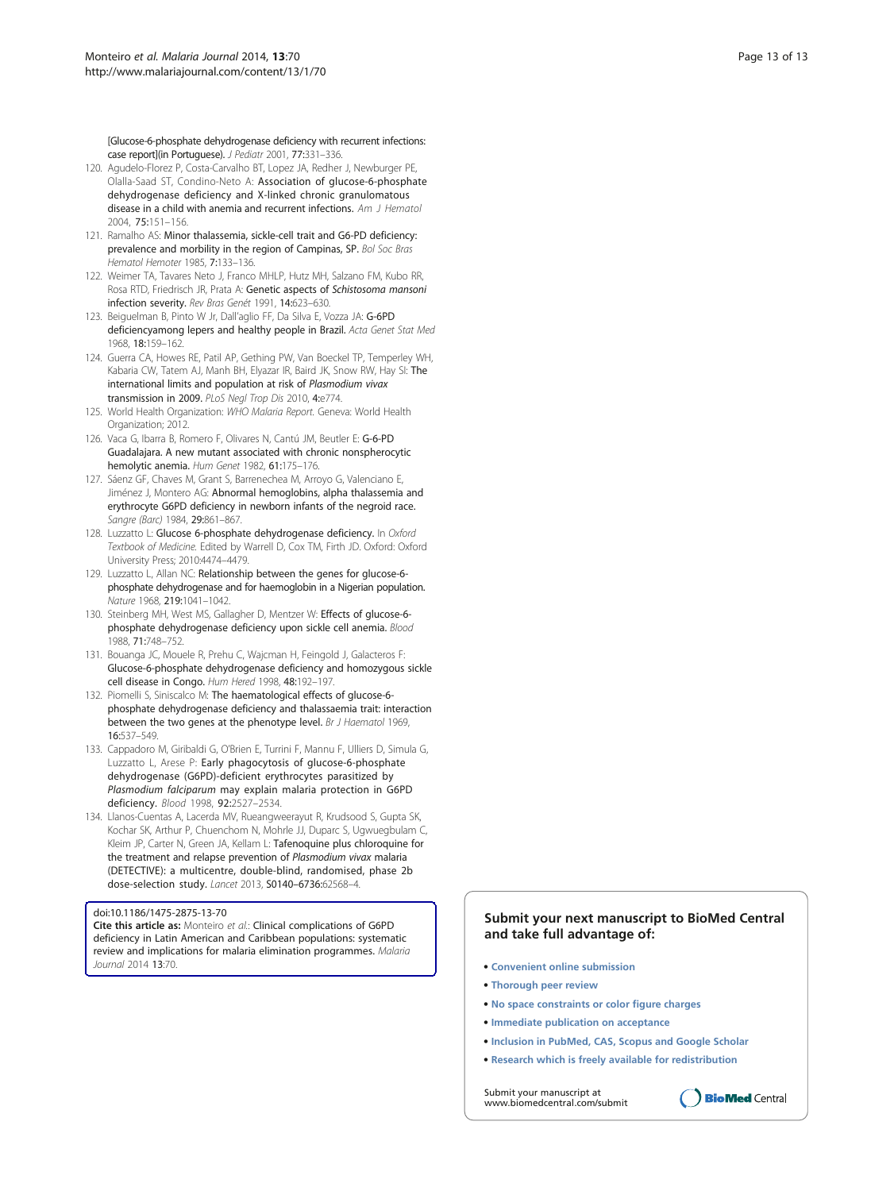[Glucose-6-phosphate dehydrogenase deficiency with recurrent infections: case report](in Portuguese). *J Pediatr* 2001, **77**:331–336.

120. Agudelo-Florez P, Costa-Carvalho BT, Lopez JA, Redher J, Newburger PE, Olalla-Saad ST, Condino-Neto A: **Association of glucose-6-phosphate dehydrogenase deficiency and X-linked chronic granulomatous disease in a child with anemia and recurrent infections.** *Am J Hematol* 2004, **75**:151–156.
121. Ramalho AS: **Minor thalassemia, sickle-cell trait and G6-PD deficiency: prevalence and morbidity in the region of Campinas, SP.** *Bol Soc Bras Hematol Hemoter* 1985, **7**:133–136.
122. Weimer TA, Tavares Neto J, Franco MHLP, Hutz MH, Salzano FM, Kubo RR, Rosa RTD, Friedrisch JR, Prata A: **Genetic aspects of *Schistosoma mansoni* infection severity.** *Rev Bras Genét* 1991, **14**:623–630.
123. Beiguelman B, Pinto W Jr, Dall'aglio FF, Da Silva E, Vozza JA: **G-6PD deficiencyamong lepers and healthy people in Brazil.** *Acta Genet Stat Med* 1968, **18**:159–162.
124. Guerra CA, Howes RE, Patil AP, Gething PW, Van Boeckel TP, Temperley WH, Kabaria CW, Tatem AJ, Manh BH, Elyazar IR, Baird JK, Snow RW, Hay SI: **The international limits and population at risk of *Plasmodium vivax* transmission in 2009.** *PLoS Negl Trop Dis* 2010, **4**:e774.
125. World Health Organization: *WHO Malaria Report.* Geneva: World Health Organization; 2012.
126. Vaca G, Ibarra B, Romero F, Olivares N, Cantú JM, Beutler E: **G-6-PD Guadalajara. A new mutant associated with chronic nonspherocytic hemolytic anemia.** *Hum Genet* 1982, **61**:175–176.
127. Sáenz GF, Chaves M, Grant S, Barrenechea M, Arroyo G, Valenciano E, Jiménez J, Montero AG: **Abnormal hemoglobins, alpha thalassemia and erythrocyte G6PD deficiency in newborn infants of the negroid race.** *Sangre (Barc)* 1984, **29**:861–867.
128. Luzzatto L: **Glucose 6-phosphate dehydrogenase deficiency.** In *Oxford Textbook of Medicine.* Edited by Warrell D, Cox TM, Firth JD. Oxford: Oxford University Press; 2010:4474–4479.
129. Luzzatto L, Allan NC: **Relationship between the genes for glucose-6-phosphate dehydrogenase and for haemoglobin in a Nigerian population.** *Nature* 1968, **219**:1041–1042.
130. Steinberg MH, West MS, Gallagher D, Mentzer W: **Effects of glucose-6-phosphate dehydrogenase deficiency upon sickle cell anemia.** *Blood* 1988, **71**:748–752.
131. Bouanga JC, Mouele R, Prehu C, Wajcman H, Feingold J, Galacteros F: **Glucose-6-phosphate dehydrogenase deficiency and homozygous sickle cell disease in Congo.** *Hum Hered* 1998, **48**:192–197.
132. Piomelli S, Siniscalco M: **The haematological effects of glucose-6-phosphate dehydrogenase deficiency and thalassaemia trait: interaction between the two genes at the phenotype level.** *Br J Haematol* 1969, **16**:537–549.
133. Cappadoro M, Giribaldi G, O'Brien E, Turrini F, Mannu F, Ulliers D, Simula G, Luzzatto L, Arese P: **Early phagocytosis of glucose-6-phosphate dehydrogenase (G6PD)-deficient erythrocytes parasitized by *Plasmodium falciparum* may explain malaria protection in G6PD deficiency.** *Blood* 1998, **92**:2527–2534.
134. Llanos-Cuentas A, Lacerda MV, Rueangweerayut R, Krudsood S, Gupta SK, Kochar SK, Arthur P, Chuenchom N, Mohrle JJ, Duparc S, Ugwuegbulam C, Kleim JP, Carter N, Green JA, Kellam L: **Tafenoquine plus chloroquine for the treatment and relapse prevention of *Plasmodium vivax* malaria (DETECTIVE): a multicentre, double-blind, randomised, phase 2b dose-selection study.** *Lancet* 2013, S0140–6736:62568–4.

doi:10.1186/1475-2875-13-70

**Cite this article as:** Monteiro *et al.*: Clinical complications of G6PD deficiency in Latin American and Caribbean populations: systematic review and implications for malaria elimination programmes. *Malaria Journal* 2014 **13**:70.